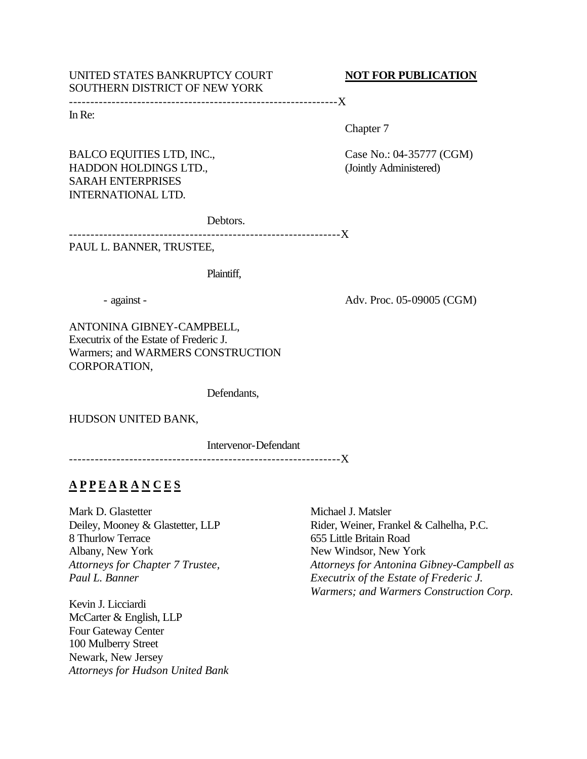UNITED STATES BANKRUPTCY COURT
SOUTHERN DISTRICT OF NEW YORK

**NOT FOR PUBLICATION**

---------------------------------------------------------------X

In Re:

Chapter 7

BALCO EQUITIES LTD, INC.,
HADDON HOLDINGS LTD.,
SARAH ENTERPRISES
INTERNATIONAL LTD.

Case No.: 04-35777 (CGM)
(Jointly Administered)

Debtors.

---------------------------------------------------------------X

PAUL L. BANNER, TRUSTEE,

Plaintiff,

- against -

Adv. Proc. 05-09005 (CGM)

ANTONINA GIBNEY-CAMPBELL,
Executrix of the Estate of Frederic J.
Warmers; and WARMERS CONSTRUCTION
CORPORATION,

Defendants,

HUDSON UNITED BANK,

Intervenor-Defendant

---------------------------------------------------------------X

**A P P E A R A N C E S**

Mark D. Glastetter
Deiley, Mooney & Glastetter, LLP
8 Thurlow Terrace
Albany, New York
*Attorneys for Chapter 7 Trustee,*
*Paul L. Banner*

Michael J. Matsler
Rider, Weiner, Frankel & Calhelha, P.C.
655 Little Britain Road
New Windsor, New York
*Attorneys for Antonina Gibney-Campbell as*
*Executrix of the Estate of Frederic J.*
*Warmers; and Warmers Construction Corp.*

Kevin J. Licciardi
McCarter & English, LLP
Four Gateway Center
100 Mulberry Street
Newark, New Jersey
*Attorneys for Hudson United Bank*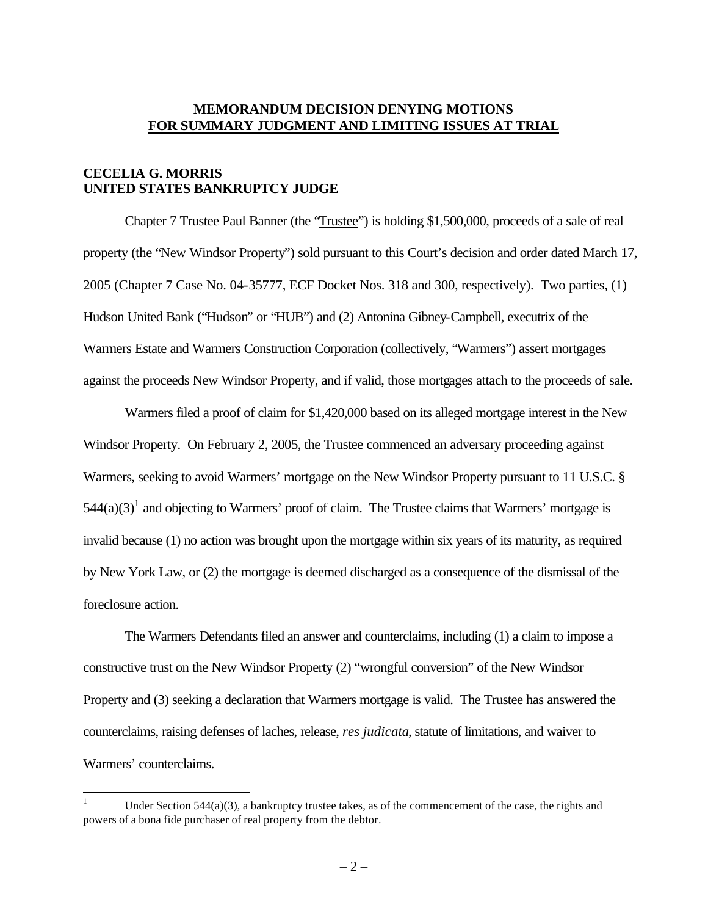**MEMORANDUM DECISION DENYING MOTIONS**
**FOR SUMMARY JUDGMENT AND LIMITING ISSUES AT TRIAL**

**CECELIA G. MORRIS**
**UNITED STATES BANKRUPTCY JUDGE**

Chapter 7 Trustee Paul Banner (the "Trustee") is holding $1,500,000, proceeds of a sale of real property (the "New Windsor Property") sold pursuant to this Court's decision and order dated March 17, 2005 (Chapter 7 Case No. 04-35777, ECF Docket Nos. 318 and 300, respectively). Two parties, (1) Hudson United Bank ("Hudson" or "HUB") and (2) Antonina Gibney-Campbell, executrix of the Warmers Estate and Warmers Construction Corporation (collectively, "Warmers") assert mortgages against the proceeds New Windsor Property, and if valid, those mortgages attach to the proceeds of sale.

Warmers filed a proof of claim for $1,420,000 based on its alleged mortgage interest in the New Windsor Property. On February 2, 2005, the Trustee commenced an adversary proceeding against Warmers, seeking to avoid Warmers' mortgage on the New Windsor Property pursuant to 11 U.S.C. § 544(a)(3)[1] and objecting to Warmers' proof of claim. The Trustee claims that Warmers' mortgage is invalid because (1) no action was brought upon the mortgage within six years of its maturity, as required by New York Law, or (2) the mortgage is deemed discharged as a consequence of the dismissal of the foreclosure action.

The Warmers Defendants filed an answer and counterclaims, including (1) a claim to impose a constructive trust on the New Windsor Property (2) "wrongful conversion" of the New Windsor Property and (3) seeking a declaration that Warmers mortgage is valid. The Trustee has answered the counterclaims, raising defenses of laches, release, *res judicata*, statute of limitations, and waiver to Warmers' counterclaims.

---

[1] Under Section 544(a)(3), a bankruptcy trustee takes, as of the commencement of the case, the rights and powers of a bona fide purchaser of real property from the debtor.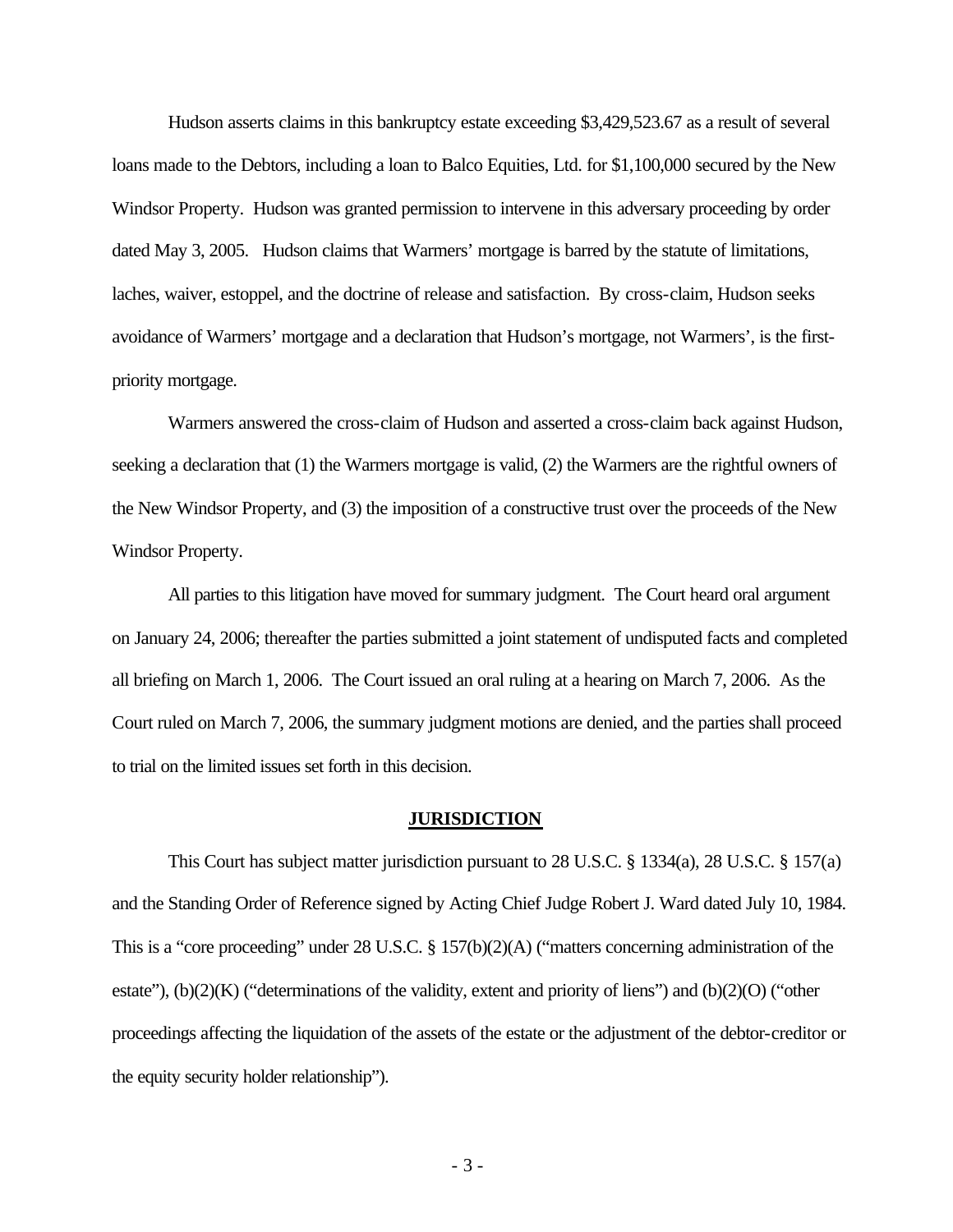Hudson asserts claims in this bankruptcy estate exceeding $3,429,523.67 as a result of several loans made to the Debtors, including a loan to Balco Equities, Ltd. for $1,100,000 secured by the New Windsor Property. Hudson was granted permission to intervene in this adversary proceeding by order dated May 3, 2005. Hudson claims that Warmers' mortgage is barred by the statute of limitations, laches, waiver, estoppel, and the doctrine of release and satisfaction. By cross-claim, Hudson seeks avoidance of Warmers' mortgage and a declaration that Hudson's mortgage, not Warmers', is the first-priority mortgage.

Warmers answered the cross-claim of Hudson and asserted a cross-claim back against Hudson, seeking a declaration that (1) the Warmers mortgage is valid, (2) the Warmers are the rightful owners of the New Windsor Property, and (3) the imposition of a constructive trust over the proceeds of the New Windsor Property.

All parties to this litigation have moved for summary judgment. The Court heard oral argument on January 24, 2006; thereafter the parties submitted a joint statement of undisputed facts and completed all briefing on March 1, 2006. The Court issued an oral ruling at a hearing on March 7, 2006. As the Court ruled on March 7, 2006, the summary judgment motions are denied, and the parties shall proceed to trial on the limited issues set forth in this decision.

## JURISDICTION

This Court has subject matter jurisdiction pursuant to 28 U.S.C. § 1334(a), 28 U.S.C. § 157(a) and the Standing Order of Reference signed by Acting Chief Judge Robert J. Ward dated July 10, 1984. This is a "core proceeding" under 28 U.S.C. § 157(b)(2)(A) ("matters concerning administration of the estate"), (b)(2)(K) ("determinations of the validity, extent and priority of liens") and (b)(2)(O) ("other proceedings affecting the liquidation of the assets of the estate or the adjustment of the debtor-creditor or the equity security holder relationship").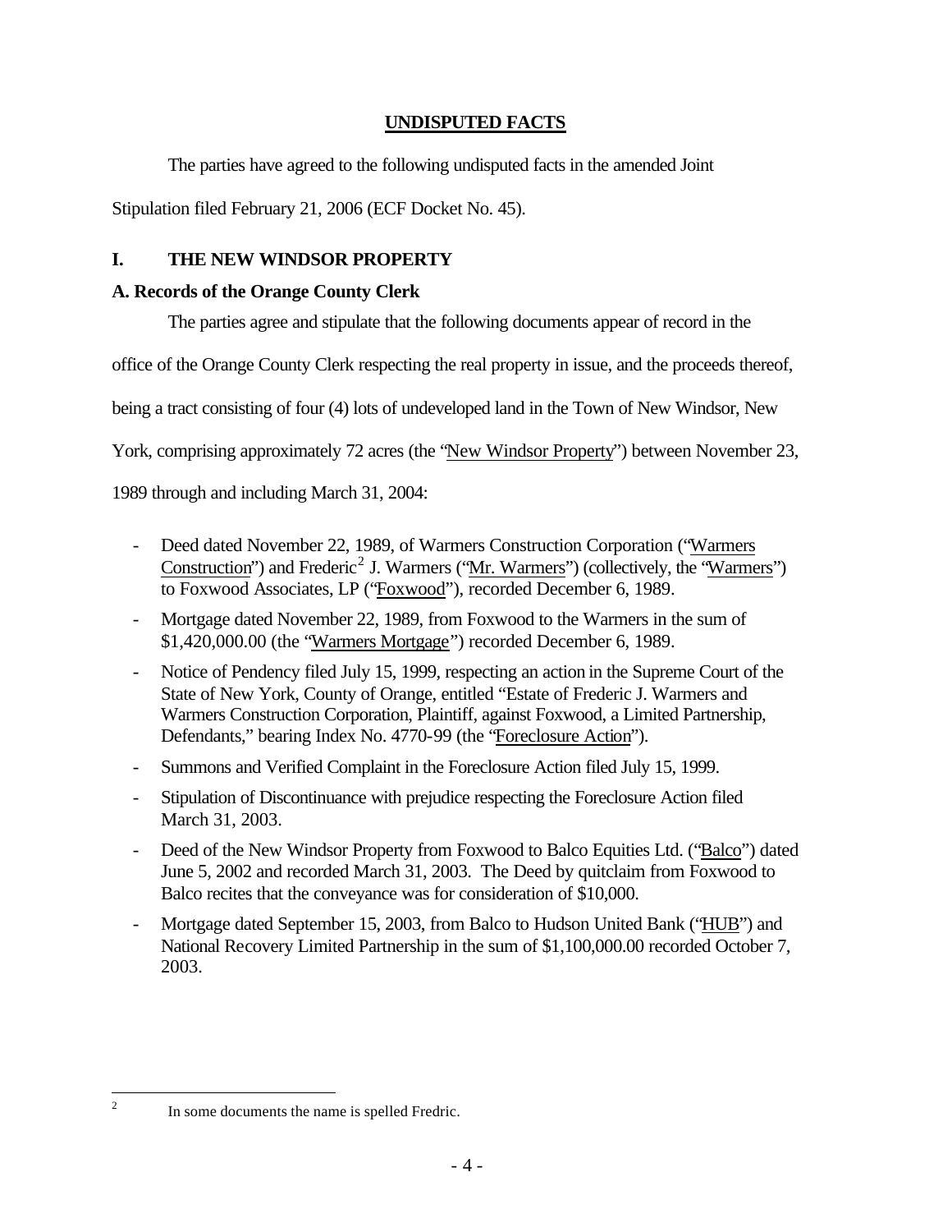## UNDISPUTED FACTS

The parties have agreed to the following undisputed facts in the amended Joint Stipulation filed February 21, 2006 (ECF Docket No. 45).

## I. THE NEW WINDSOR PROPERTY

### A. Records of the Orange County Clerk

The parties agree and stipulate that the following documents appear of record in the office of the Orange County Clerk respecting the real property in issue, and the proceeds thereof, being a tract consisting of four (4) lots of undeveloped land in the Town of New Windsor, New York, comprising approximately 72 acres (the "New Windsor Property") between November 23, 1989 through and including March 31, 2004:

- Deed dated November 22, 1989, of Warmers Construction Corporation ("Warmers Construction") and Frederic[2] J. Warmers ("Mr. Warmers") (collectively, the "Warmers") to Foxwood Associates, LP ("Foxwood"), recorded December 6, 1989.
- Mortgage dated November 22, 1989, from Foxwood to the Warmers in the sum of $1,420,000.00 (the "Warmers Mortgage") recorded December 6, 1989.
- Notice of Pendency filed July 15, 1999, respecting an action in the Supreme Court of the State of New York, County of Orange, entitled "Estate of Frederic J. Warmers and Warmers Construction Corporation, Plaintiff, against Foxwood, a Limited Partnership, Defendants," bearing Index No. 4770-99 (the "Foreclosure Action").
- Summons and Verified Complaint in the Foreclosure Action filed July 15, 1999.
- Stipulation of Discontinuance with prejudice respecting the Foreclosure Action filed March 31, 2003.
- Deed of the New Windsor Property from Foxwood to Balco Equities Ltd. ("Balco") dated June 5, 2002 and recorded March 31, 2003. The Deed by quitclaim from Foxwood to Balco recites that the conveyance was for consideration of $10,000.
- Mortgage dated September 15, 2003, from Balco to Hudson United Bank ("HUB") and National Recovery Limited Partnership in the sum of $1,100,000.00 recorded October 7, 2003.

---

[2] In some documents the name is spelled Fredric.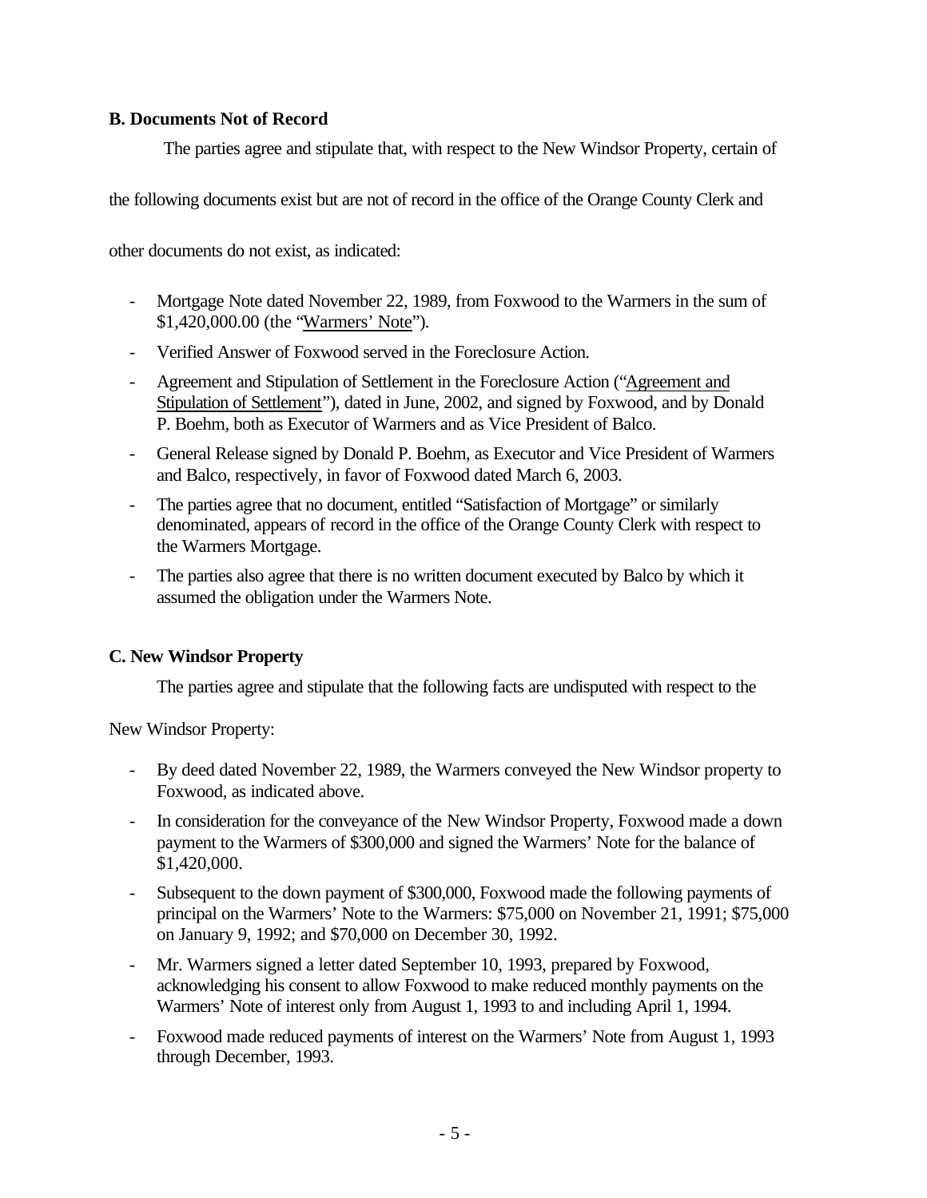### B. Documents Not of Record

The parties agree and stipulate that, with respect to the New Windsor Property, certain of the following documents exist but are not of record in the office of the Orange County Clerk and other documents do not exist, as indicated:

- Mortgage Note dated November 22, 1989, from Foxwood to the Warmers in the sum of $1,420,000.00 (the "Warmers' Note").
- Verified Answer of Foxwood served in the Foreclosure Action.
- Agreement and Stipulation of Settlement in the Foreclosure Action ("Agreement and Stipulation of Settlement"), dated in June, 2002, and signed by Foxwood, and by Donald P. Boehm, both as Executor of Warmers and as Vice President of Balco.
- General Release signed by Donald P. Boehm, as Executor and Vice President of Warmers and Balco, respectively, in favor of Foxwood dated March 6, 2003.
- The parties agree that no document, entitled "Satisfaction of Mortgage" or similarly denominated, appears of record in the office of the Orange County Clerk with respect to the Warmers Mortgage.
- The parties also agree that there is no written document executed by Balco by which it assumed the obligation under the Warmers Note.

### C. New Windsor Property

The parties agree and stipulate that the following facts are undisputed with respect to the New Windsor Property:

- By deed dated November 22, 1989, the Warmers conveyed the New Windsor property to Foxwood, as indicated above.
- In consideration for the conveyance of the New Windsor Property, Foxwood made a down payment to the Warmers of $300,000 and signed the Warmers' Note for the balance of $1,420,000.
- Subsequent to the down payment of $300,000, Foxwood made the following payments of principal on the Warmers' Note to the Warmers: $75,000 on November 21, 1991; $75,000 on January 9, 1992; and $70,000 on December 30, 1992.
- Mr. Warmers signed a letter dated September 10, 1993, prepared by Foxwood, acknowledging his consent to allow Foxwood to make reduced monthly payments on the Warmers' Note of interest only from August 1, 1993 to and including April 1, 1994.
- Foxwood made reduced payments of interest on the Warmers' Note from August 1, 1993 through December, 1993.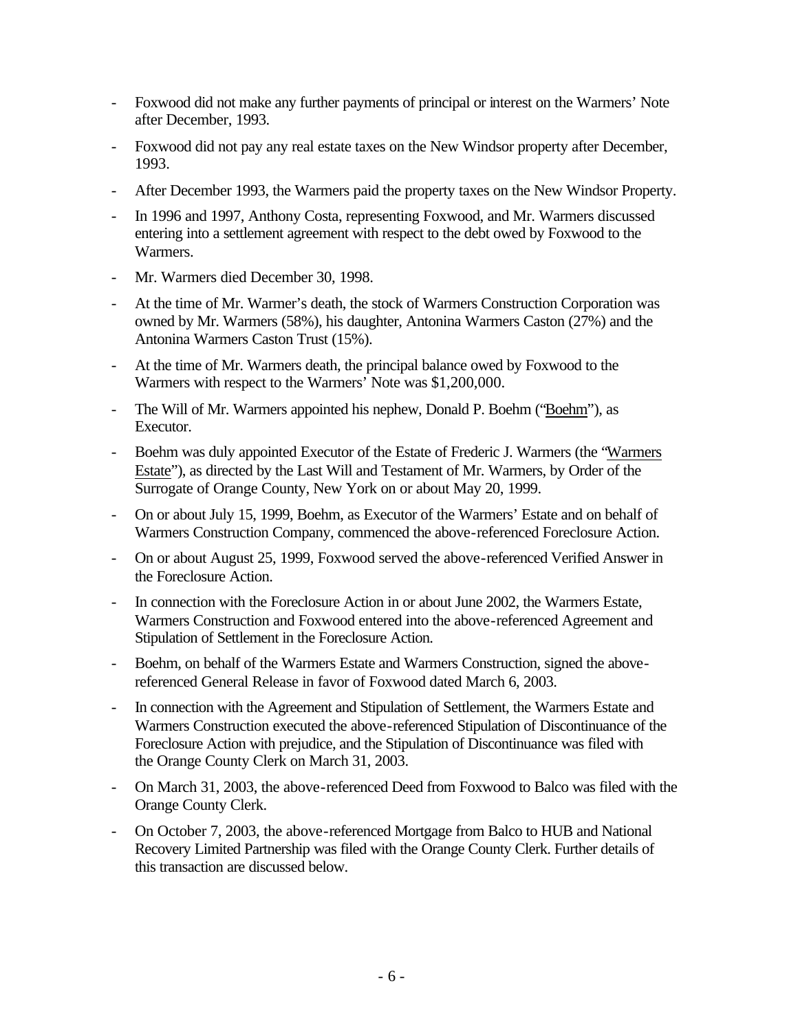- Foxwood did not make any further payments of principal or interest on the Warmers' Note after December, 1993.
- Foxwood did not pay any real estate taxes on the New Windsor property after December, 1993.
- After December 1993, the Warmers paid the property taxes on the New Windsor Property.
- In 1996 and 1997, Anthony Costa, representing Foxwood, and Mr. Warmers discussed entering into a settlement agreement with respect to the debt owed by Foxwood to the Warmers.
- Mr. Warmers died December 30, 1998.
- At the time of Mr. Warmer's death, the stock of Warmers Construction Corporation was owned by Mr. Warmers (58%), his daughter, Antonina Warmers Caston (27%) and the Antonina Warmers Caston Trust (15%).
- At the time of Mr. Warmers death, the principal balance owed by Foxwood to the Warmers with respect to the Warmers' Note was $1,200,000.
- The Will of Mr. Warmers appointed his nephew, Donald P. Boehm ("Boehm"), as Executor.
- Boehm was duly appointed Executor of the Estate of Frederic J. Warmers (the "Warmers Estate"), as directed by the Last Will and Testament of Mr. Warmers, by Order of the Surrogate of Orange County, New York on or about May 20, 1999.
- On or about July 15, 1999, Boehm, as Executor of the Warmers' Estate and on behalf of Warmers Construction Company, commenced the above-referenced Foreclosure Action.
- On or about August 25, 1999, Foxwood served the above-referenced Verified Answer in the Foreclosure Action.
- In connection with the Foreclosure Action in or about June 2002, the Warmers Estate, Warmers Construction and Foxwood entered into the above-referenced Agreement and Stipulation of Settlement in the Foreclosure Action.
- Boehm, on behalf of the Warmers Estate and Warmers Construction, signed the above-referenced General Release in favor of Foxwood dated March 6, 2003.
- In connection with the Agreement and Stipulation of Settlement, the Warmers Estate and Warmers Construction executed the above-referenced Stipulation of Discontinuance of the Foreclosure Action with prejudice, and the Stipulation of Discontinuance was filed with the Orange County Clerk on March 31, 2003.
- On March 31, 2003, the above-referenced Deed from Foxwood to Balco was filed with the Orange County Clerk.
- On October 7, 2003, the above-referenced Mortgage from Balco to HUB and National Recovery Limited Partnership was filed with the Orange County Clerk. Further details of this transaction are discussed below.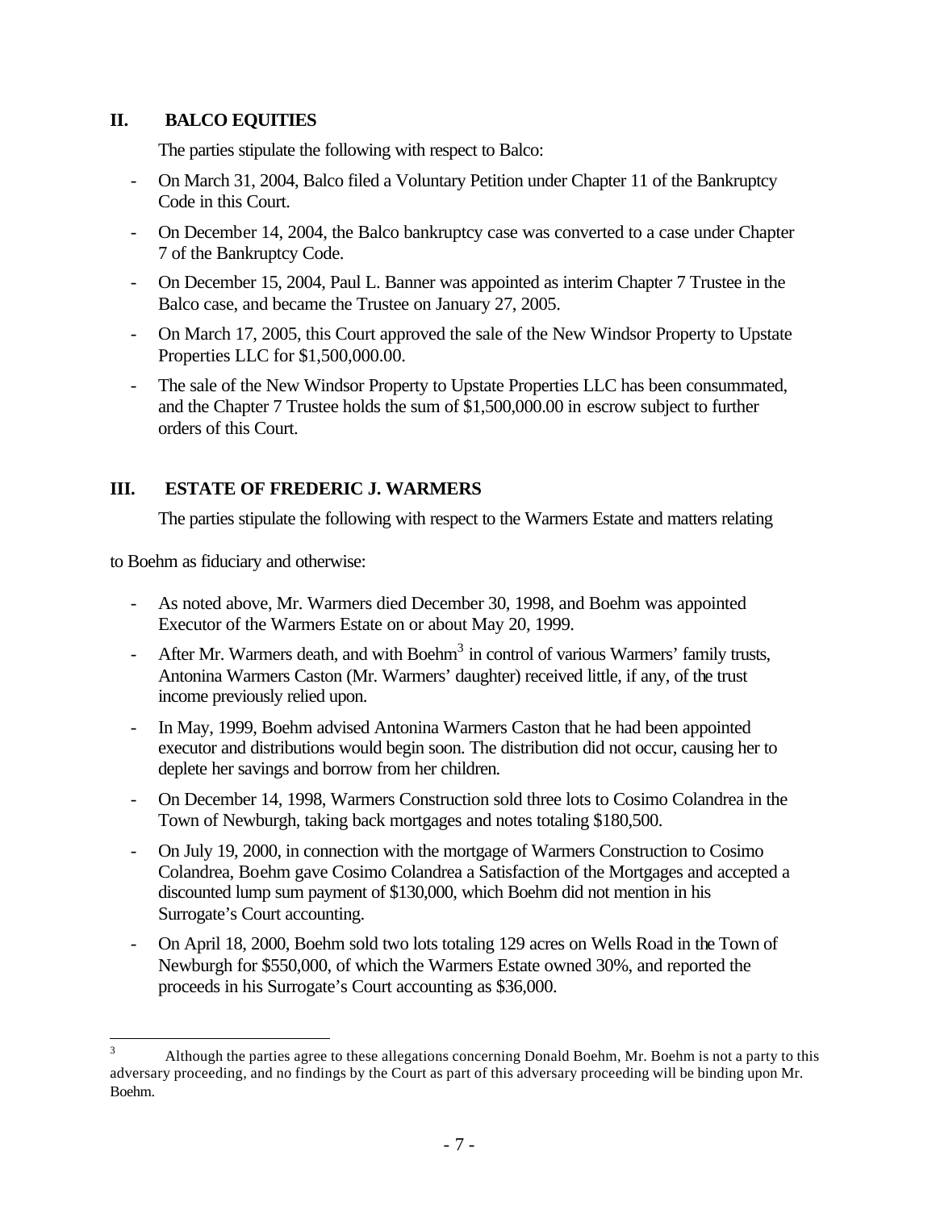## II. BALCO EQUITIES

The parties stipulate the following with respect to Balco:

- On March 31, 2004, Balco filed a Voluntary Petition under Chapter 11 of the Bankruptcy Code in this Court.
- On December 14, 2004, the Balco bankruptcy case was converted to a case under Chapter 7 of the Bankruptcy Code.
- On December 15, 2004, Paul L. Banner was appointed as interim Chapter 7 Trustee in the Balco case, and became the Trustee on January 27, 2005.
- On March 17, 2005, this Court approved the sale of the New Windsor Property to Upstate Properties LLC for $1,500,000.00.
- The sale of the New Windsor Property to Upstate Properties LLC has been consummated, and the Chapter 7 Trustee holds the sum of $1,500,000.00 in escrow subject to further orders of this Court.

## III. ESTATE OF FREDERIC J. WARMERS

The parties stipulate the following with respect to the Warmers Estate and matters relating to Boehm as fiduciary and otherwise:

- As noted above, Mr. Warmers died December 30, 1998, and Boehm was appointed Executor of the Warmers Estate on or about May 20, 1999.
- After Mr. Warmers death, and with Boehm[3] in control of various Warmers' family trusts, Antonina Warmers Caston (Mr. Warmers' daughter) received little, if any, of the trust income previously relied upon.
- In May, 1999, Boehm advised Antonina Warmers Caston that he had been appointed executor and distributions would begin soon. The distribution did not occur, causing her to deplete her savings and borrow from her children.
- On December 14, 1998, Warmers Construction sold three lots to Cosimo Colandrea in the Town of Newburgh, taking back mortgages and notes totaling $180,500.
- On July 19, 2000, in connection with the mortgage of Warmers Construction to Cosimo Colandrea, Boehm gave Cosimo Colandrea a Satisfaction of the Mortgages and accepted a discounted lump sum payment of $130,000, which Boehm did not mention in his Surrogate's Court accounting.
- On April 18, 2000, Boehm sold two lots totaling 129 acres on Wells Road in the Town of Newburgh for $550,000, of which the Warmers Estate owned 30%, and reported the proceeds in his Surrogate's Court accounting as $36,000.

[3] Although the parties agree to these allegations concerning Donald Boehm, Mr. Boehm is not a party to this adversary proceeding, and no findings by the Court as part of this adversary proceeding will be binding upon Mr. Boehm.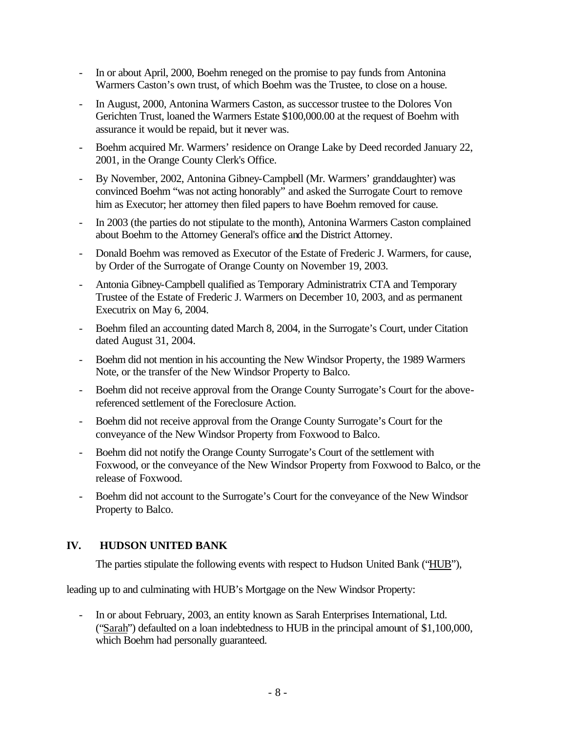- In or about April, 2000, Boehm reneged on the promise to pay funds from Antonina Warmers Caston's own trust, of which Boehm was the Trustee, to close on a house.
- In August, 2000, Antonina Warmers Caston, as successor trustee to the Dolores Von Gerichten Trust, loaned the Warmers Estate $100,000.00 at the request of Boehm with assurance it would be repaid, but it never was.
- Boehm acquired Mr. Warmers' residence on Orange Lake by Deed recorded January 22, 2001, in the Orange County Clerk's Office.
- By November, 2002, Antonina Gibney-Campbell (Mr. Warmers' granddaughter) was convinced Boehm "was not acting honorably" and asked the Surrogate Court to remove him as Executor; her attorney then filed papers to have Boehm removed for cause.
- In 2003 (the parties do not stipulate to the month), Antonina Warmers Caston complained about Boehm to the Attorney General's office and the District Attorney.
- Donald Boehm was removed as Executor of the Estate of Frederic J. Warmers, for cause, by Order of the Surrogate of Orange County on November 19, 2003.
- Antonia Gibney-Campbell qualified as Temporary Administratrix CTA and Temporary Trustee of the Estate of Frederic J. Warmers on December 10, 2003, and as permanent Executrix on May 6, 2004.
- Boehm filed an accounting dated March 8, 2004, in the Surrogate's Court, under Citation dated August 31, 2004.
- Boehm did not mention in his accounting the New Windsor Property, the 1989 Warmers Note, or the transfer of the New Windsor Property to Balco.
- Boehm did not receive approval from the Orange County Surrogate's Court for the above-referenced settlement of the Foreclosure Action.
- Boehm did not receive approval from the Orange County Surrogate's Court for the conveyance of the New Windsor Property from Foxwood to Balco.
- Boehm did not notify the Orange County Surrogate's Court of the settlement with Foxwood, or the conveyance of the New Windsor Property from Foxwood to Balco, or the release of Foxwood.
- Boehm did not account to the Surrogate's Court for the conveyance of the New Windsor Property to Balco.

## IV. HUDSON UNITED BANK

The parties stipulate the following events with respect to Hudson United Bank ("HUB"), leading up to and culminating with HUB's Mortgage on the New Windsor Property:

- In or about February, 2003, an entity known as Sarah Enterprises International, Ltd. ("Sarah") defaulted on a loan indebtedness to HUB in the principal amount of $1,100,000, which Boehm had personally guaranteed.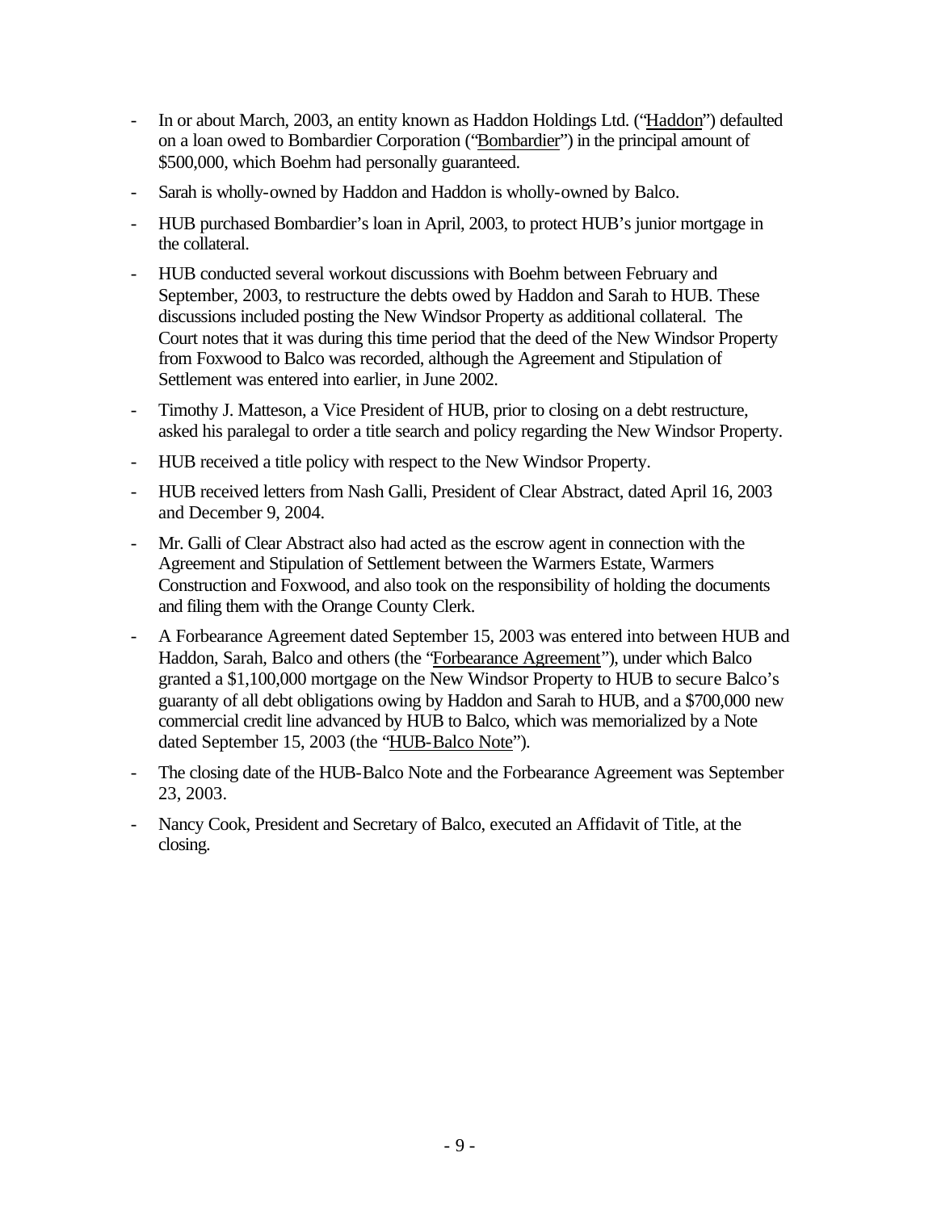- In or about March, 2003, an entity known as Haddon Holdings Ltd. ("Haddon") defaulted on a loan owed to Bombardier Corporation ("Bombardier") in the principal amount of \$500,000, which Boehm had personally guaranteed.
- Sarah is wholly-owned by Haddon and Haddon is wholly-owned by Balco.
- HUB purchased Bombardier's loan in April, 2003, to protect HUB's junior mortgage in the collateral.
- HUB conducted several workout discussions with Boehm between February and September, 2003, to restructure the debts owed by Haddon and Sarah to HUB. These discussions included posting the New Windsor Property as additional collateral. The Court notes that it was during this time period that the deed of the New Windsor Property from Foxwood to Balco was recorded, although the Agreement and Stipulation of Settlement was entered into earlier, in June 2002.
- Timothy J. Matteson, a Vice President of HUB, prior to closing on a debt restructure, asked his paralegal to order a title search and policy regarding the New Windsor Property.
- HUB received a title policy with respect to the New Windsor Property.
- HUB received letters from Nash Galli, President of Clear Abstract, dated April 16, 2003 and December 9, 2004.
- Mr. Galli of Clear Abstract also had acted as the escrow agent in connection with the Agreement and Stipulation of Settlement between the Warmers Estate, Warmers Construction and Foxwood, and also took on the responsibility of holding the documents and filing them with the Orange County Clerk.
- A Forbearance Agreement dated September 15, 2003 was entered into between HUB and Haddon, Sarah, Balco and others (the "Forbearance Agreement"), under which Balco granted a \$1,100,000 mortgage on the New Windsor Property to HUB to secure Balco's guaranty of all debt obligations owing by Haddon and Sarah to HUB, and a \$700,000 new commercial credit line advanced by HUB to Balco, which was memorialized by a Note dated September 15, 2003 (the "HUB-Balco Note").
- The closing date of the HUB-Balco Note and the Forbearance Agreement was September 23, 2003.
- Nancy Cook, President and Secretary of Balco, executed an Affidavit of Title, at the closing.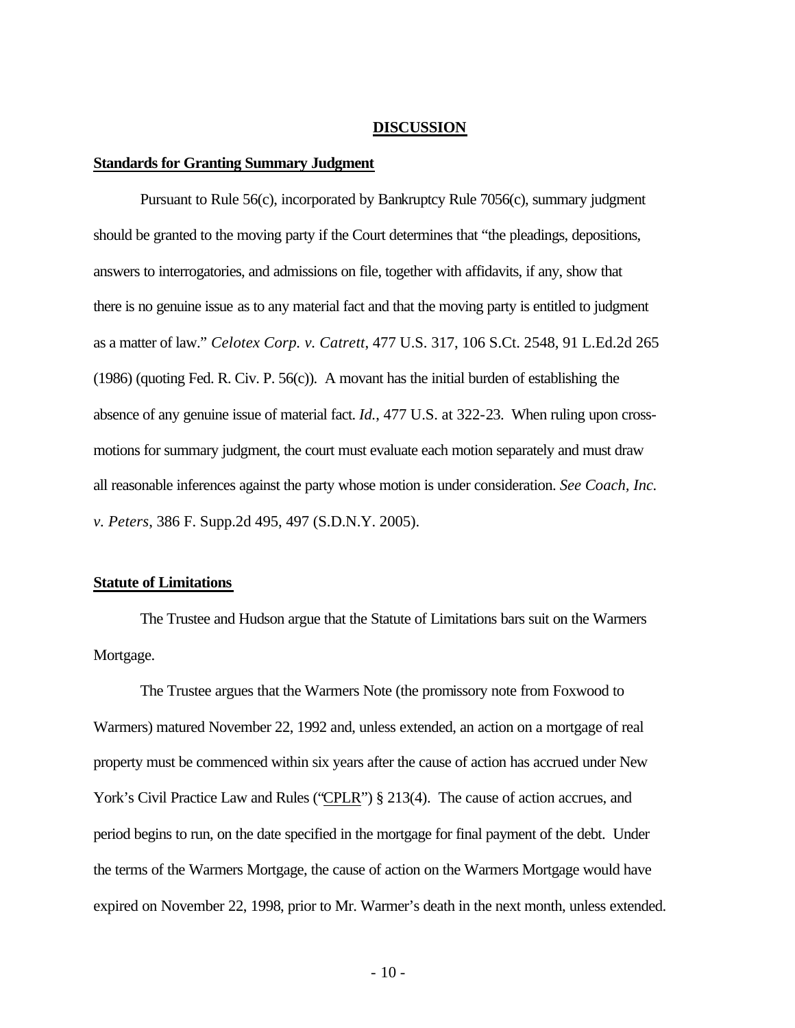## DISCUSSION

**Standards for Granting Summary Judgment**

Pursuant to Rule 56(c), incorporated by Bankruptcy Rule 7056(c), summary judgment should be granted to the moving party if the Court determines that "the pleadings, depositions, answers to interrogatories, and admissions on file, together with affidavits, if any, show that there is no genuine issue as to any material fact and that the moving party is entitled to judgment as a matter of law." *Celotex Corp. v. Catrett*, 477 U.S. 317, 106 S.Ct. 2548, 91 L.Ed.2d 265 (1986) (quoting Fed. R. Civ. P. 56(c)). A movant has the initial burden of establishing the absence of any genuine issue of material fact. *Id.*, 477 U.S. at 322-23. When ruling upon cross-motions for summary judgment, the court must evaluate each motion separately and must draw all reasonable inferences against the party whose motion is under consideration. *See Coach, Inc. v. Peters*, 386 F. Supp.2d 495, 497 (S.D.N.Y. 2005).

**Statute of Limitations**

The Trustee and Hudson argue that the Statute of Limitations bars suit on the Warmers Mortgage.

The Trustee argues that the Warmers Note (the promissory note from Foxwood to Warmers) matured November 22, 1992 and, unless extended, an action on a mortgage of real property must be commenced within six years after the cause of action has accrued under New York's Civil Practice Law and Rules ("CPLR") § 213(4). The cause of action accrues, and period begins to run, on the date specified in the mortgage for final payment of the debt. Under the terms of the Warmers Mortgage, the cause of action on the Warmers Mortgage would have expired on November 22, 1998, prior to Mr. Warmer's death in the next month, unless extended.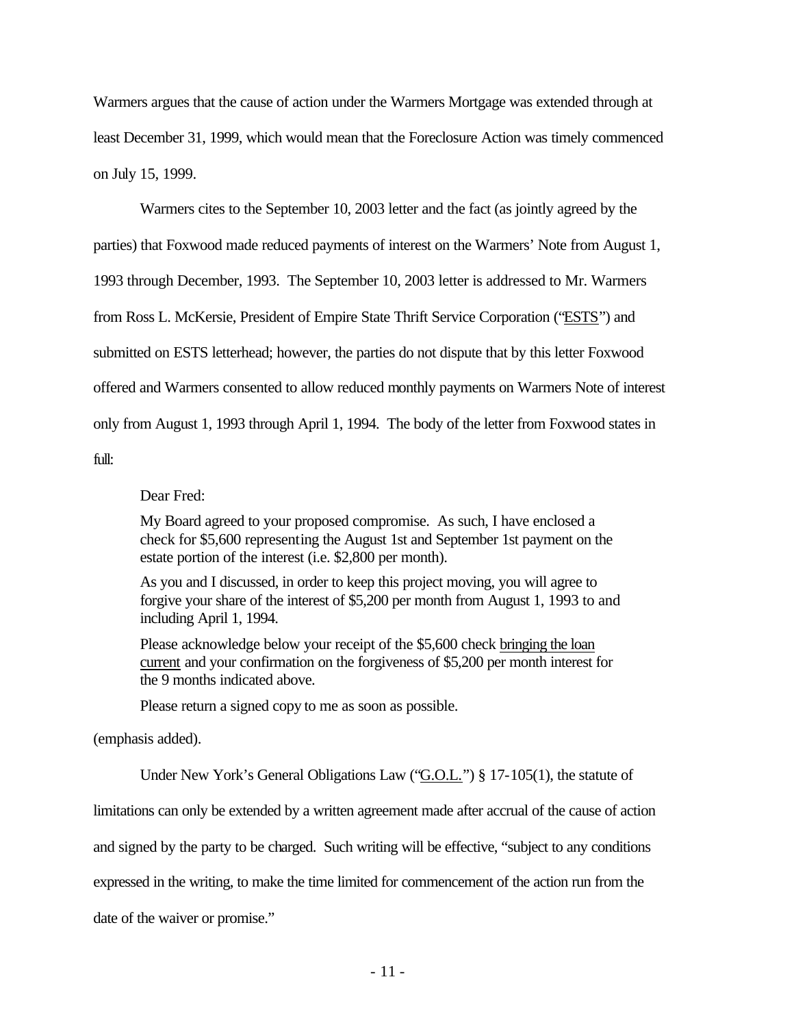Warmers argues that the cause of action under the Warmers Mortgage was extended through at least December 31, 1999, which would mean that the Foreclosure Action was timely commenced on July 15, 1999.

Warmers cites to the September 10, 2003 letter and the fact (as jointly agreed by the parties) that Foxwood made reduced payments of interest on the Warmers' Note from August 1, 1993 through December, 1993. The September 10, 2003 letter is addressed to Mr. Warmers from Ross L. McKersie, President of Empire State Thrift Service Corporation ("ESTS") and submitted on ESTS letterhead; however, the parties do not dispute that by this letter Foxwood offered and Warmers consented to allow reduced monthly payments on Warmers Note of interest only from August 1, 1993 through April 1, 1994. The body of the letter from Foxwood states in full:

> Dear Fred:
>
> My Board agreed to your proposed compromise. As such, I have enclosed a check for $5,600 representing the August 1st and September 1st payment on the estate portion of the interest (i.e. $2,800 per month).
>
> As you and I discussed, in order to keep this project moving, you will agree to forgive your share of the interest of $5,200 per month from August 1, 1993 to and including April 1, 1994.
>
> Please acknowledge below your receipt of the $5,600 check <u>bringing the loan current</u> and your confirmation on the forgiveness of $5,200 per month interest for the 9 months indicated above.
>
> Please return a signed copy to me as soon as possible.

(emphasis added).

Under New York's General Obligations Law ("G.O.L.") § 17-105(1), the statute of limitations can only be extended by a written agreement made after accrual of the cause of action and signed by the party to be charged. Such writing will be effective, "subject to any conditions expressed in the writing, to make the time limited for commencement of the action run from the date of the waiver or promise."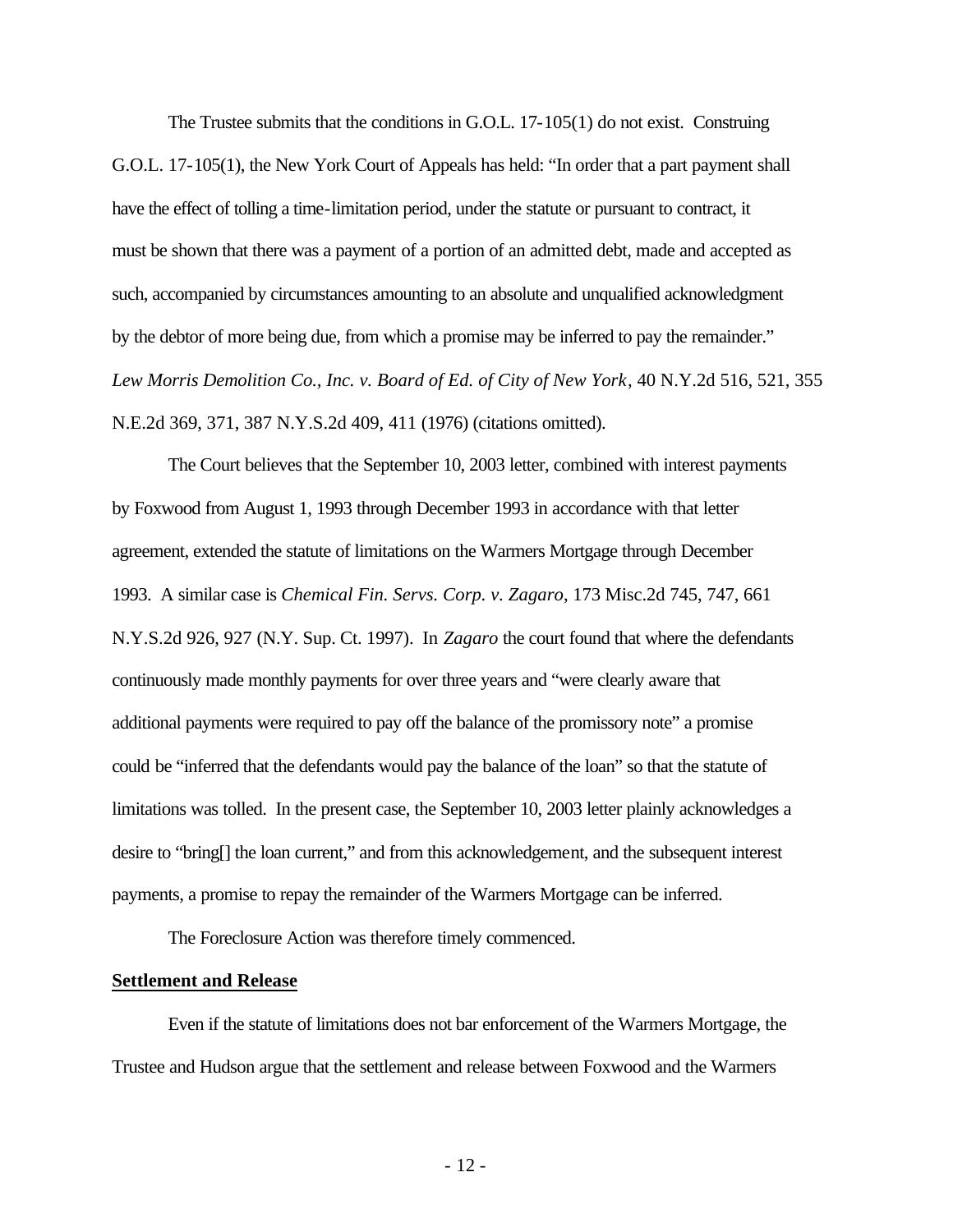The Trustee submits that the conditions in G.O.L. 17-105(1) do not exist. Construing G.O.L. 17-105(1), the New York Court of Appeals has held: "In order that a part payment shall have the effect of tolling a time-limitation period, under the statute or pursuant to contract, it must be shown that there was a payment of a portion of an admitted debt, made and accepted as such, accompanied by circumstances amounting to an absolute and unqualified acknowledgment by the debtor of more being due, from which a promise may be inferred to pay the remainder." *Lew Morris Demolition Co., Inc. v. Board of Ed. of City of New York*, 40 N.Y.2d 516, 521, 355 N.E.2d 369, 371, 387 N.Y.S.2d 409, 411 (1976) (citations omitted).

The Court believes that the September 10, 2003 letter, combined with interest payments by Foxwood from August 1, 1993 through December 1993 in accordance with that letter agreement, extended the statute of limitations on the Warmers Mortgage through December 1993. A similar case is *Chemical Fin. Servs. Corp. v. Zagaro*, 173 Misc.2d 745, 747, 661 N.Y.S.2d 926, 927 (N.Y. Sup. Ct. 1997). In *Zagaro* the court found that where the defendants continuously made monthly payments for over three years and "were clearly aware that additional payments were required to pay off the balance of the promissory note" a promise could be "inferred that the defendants would pay the balance of the loan" so that the statute of limitations was tolled. In the present case, the September 10, 2003 letter plainly acknowledges a desire to "bring[] the loan current," and from this acknowledgement, and the subsequent interest payments, a promise to repay the remainder of the Warmers Mortgage can be inferred.

The Foreclosure Action was therefore timely commenced.

**Settlement and Release**

Even if the statute of limitations does not bar enforcement of the Warmers Mortgage, the Trustee and Hudson argue that the settlement and release between Foxwood and the Warmers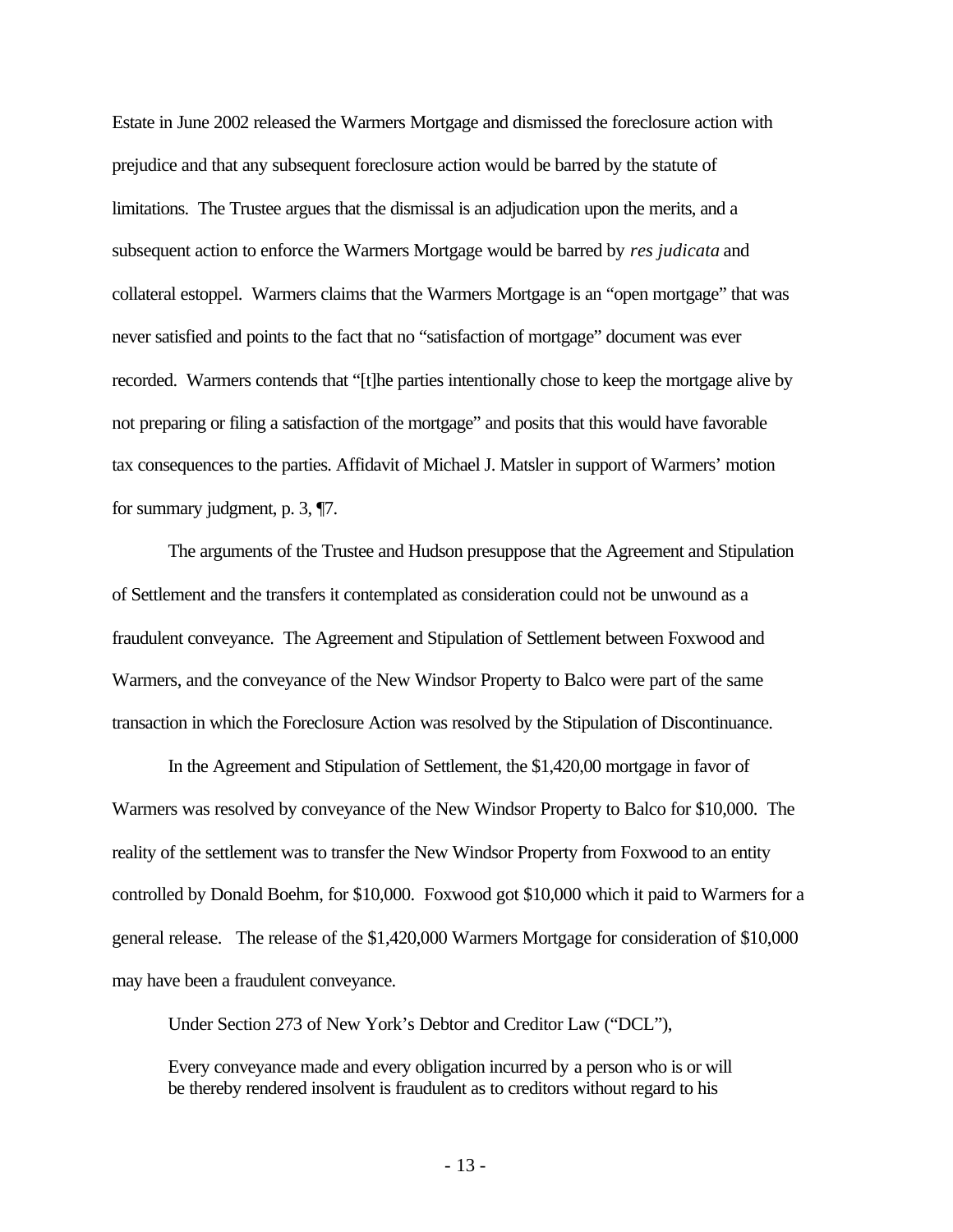Estate in June 2002 released the Warmers Mortgage and dismissed the foreclosure action with prejudice and that any subsequent foreclosure action would be barred by the statute of limitations. The Trustee argues that the dismissal is an adjudication upon the merits, and a subsequent action to enforce the Warmers Mortgage would be barred by *res judicata* and collateral estoppel. Warmers claims that the Warmers Mortgage is an "open mortgage" that was never satisfied and points to the fact that no "satisfaction of mortgage" document was ever recorded. Warmers contends that "[t]he parties intentionally chose to keep the mortgage alive by not preparing or filing a satisfaction of the mortgage" and posits that this would have favorable tax consequences to the parties. Affidavit of Michael J. Matsler in support of Warmers' motion for summary judgment, p. 3, ¶7.

The arguments of the Trustee and Hudson presuppose that the Agreement and Stipulation of Settlement and the transfers it contemplated as consideration could not be unwound as a fraudulent conveyance. The Agreement and Stipulation of Settlement between Foxwood and Warmers, and the conveyance of the New Windsor Property to Balco were part of the same transaction in which the Foreclosure Action was resolved by the Stipulation of Discontinuance.

In the Agreement and Stipulation of Settlement, the $1,420,00 mortgage in favor of Warmers was resolved by conveyance of the New Windsor Property to Balco for $10,000. The reality of the settlement was to transfer the New Windsor Property from Foxwood to an entity controlled by Donald Boehm, for $10,000. Foxwood got $10,000 which it paid to Warmers for a general release. The release of the $1,420,000 Warmers Mortgage for consideration of $10,000 may have been a fraudulent conveyance.

Under Section 273 of New York's Debtor and Creditor Law ("DCL"),

> Every conveyance made and every obligation incurred by a person who is or will be thereby rendered insolvent is fraudulent as to creditors without regard to his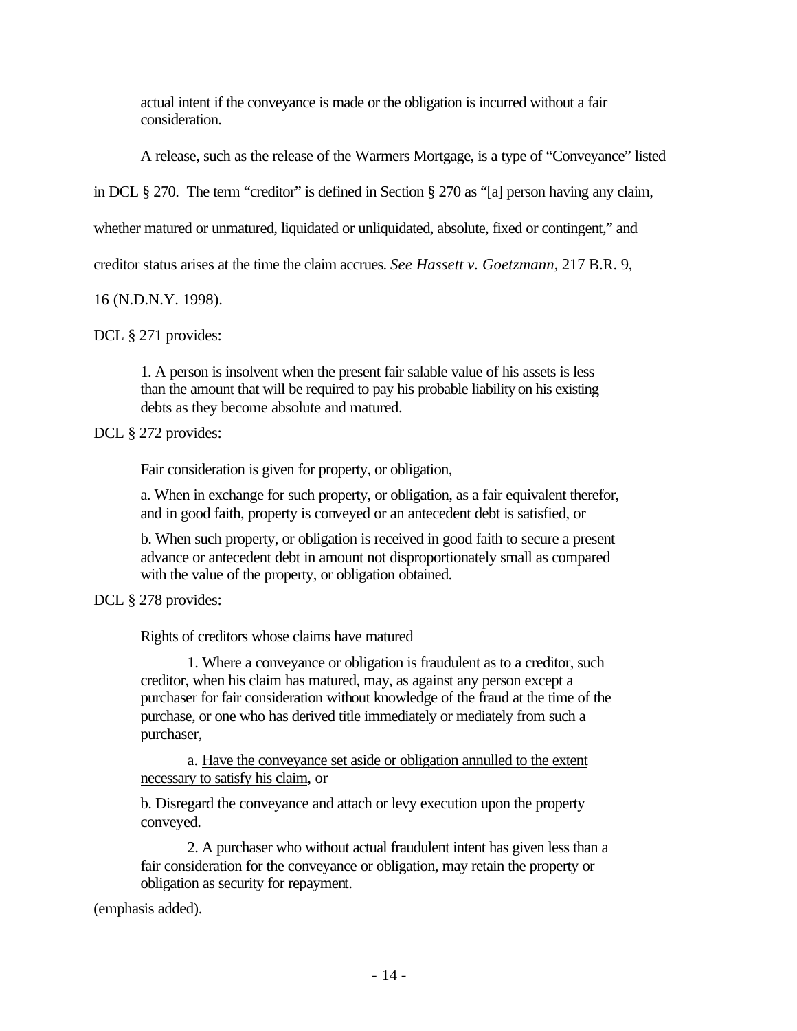> actual intent if the conveyance is made or the obligation is incurred without a fair consideration.

A release, such as the release of the Warmers Mortgage, is a type of "Conveyance" listed in DCL § 270. The term "creditor" is defined in Section § 270 as "[a] person having any claim, whether matured or unmatured, liquidated or unliquidated, absolute, fixed or contingent," and creditor status arises at the time the claim accrues. *See Hassett v. Goetzmann*, 217 B.R. 9, 16 (N.D.N.Y. 1998).

DCL § 271 provides:

> 1. A person is insolvent when the present fair salable value of his assets is less than the amount that will be required to pay his probable liability on his existing debts as they become absolute and matured.

DCL § 272 provides:

> Fair consideration is given for property, or obligation,
>
> a. When in exchange for such property, or obligation, as a fair equivalent therefor, and in good faith, property is conveyed or an antecedent debt is satisfied, or
>
> b. When such property, or obligation is received in good faith to secure a present advance or antecedent debt in amount not disproportionately small as compared with the value of the property, or obligation obtained.

DCL § 278 provides:

> Rights of creditors whose claims have matured
>
> 1. Where a conveyance or obligation is fraudulent as to a creditor, such creditor, when his claim has matured, may, as against any person except a purchaser for fair consideration without knowledge of the fraud at the time of the purchase, or one who has derived title immediately or mediately from such a purchaser,
>
> a. <u>Have the conveyance set aside or obligation annulled to the extent necessary to satisfy his claim</u>, or
>
> b. Disregard the conveyance and attach or levy execution upon the property conveyed.
>
> 2. A purchaser who without actual fraudulent intent has given less than a fair consideration for the conveyance or obligation, may retain the property or obligation as security for repayment.

(emphasis added).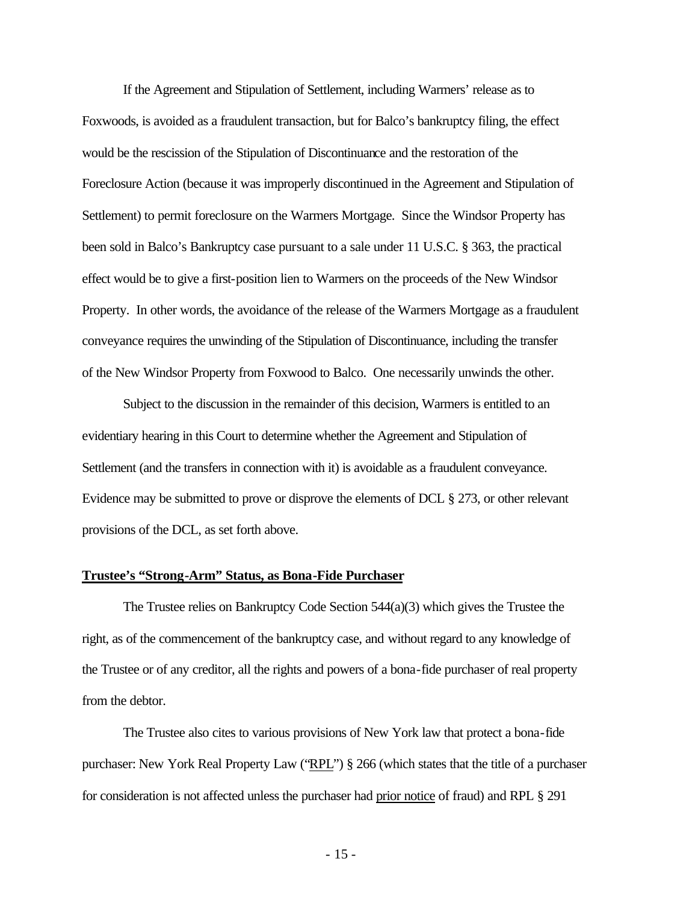If the Agreement and Stipulation of Settlement, including Warmers' release as to Foxwoods, is avoided as a fraudulent transaction, but for Balco's bankruptcy filing, the effect would be the rescission of the Stipulation of Discontinuance and the restoration of the Foreclosure Action (because it was improperly discontinued in the Agreement and Stipulation of Settlement) to permit foreclosure on the Warmers Mortgage. Since the Windsor Property has been sold in Balco's Bankruptcy case pursuant to a sale under 11 U.S.C. § 363, the practical effect would be to give a first-position lien to Warmers on the proceeds of the New Windsor Property. In other words, the avoidance of the release of the Warmers Mortgage as a fraudulent conveyance requires the unwinding of the Stipulation of Discontinuance, including the transfer of the New Windsor Property from Foxwood to Balco. One necessarily unwinds the other.

Subject to the discussion in the remainder of this decision, Warmers is entitled to an evidentiary hearing in this Court to determine whether the Agreement and Stipulation of Settlement (and the transfers in connection with it) is avoidable as a fraudulent conveyance. Evidence may be submitted to prove or disprove the elements of DCL § 273, or other relevant provisions of the DCL, as set forth above.

**Trustee's "Strong-Arm" Status, as Bona-Fide Purchaser**

The Trustee relies on Bankruptcy Code Section 544(a)(3) which gives the Trustee the right, as of the commencement of the bankruptcy case, and without regard to any knowledge of the Trustee or of any creditor, all the rights and powers of a bona-fide purchaser of real property from the debtor.

The Trustee also cites to various provisions of New York law that protect a bona-fide purchaser: New York Real Property Law ("RPL") § 266 (which states that the title of a purchaser for consideration is not affected unless the purchaser had prior notice of fraud) and RPL § 291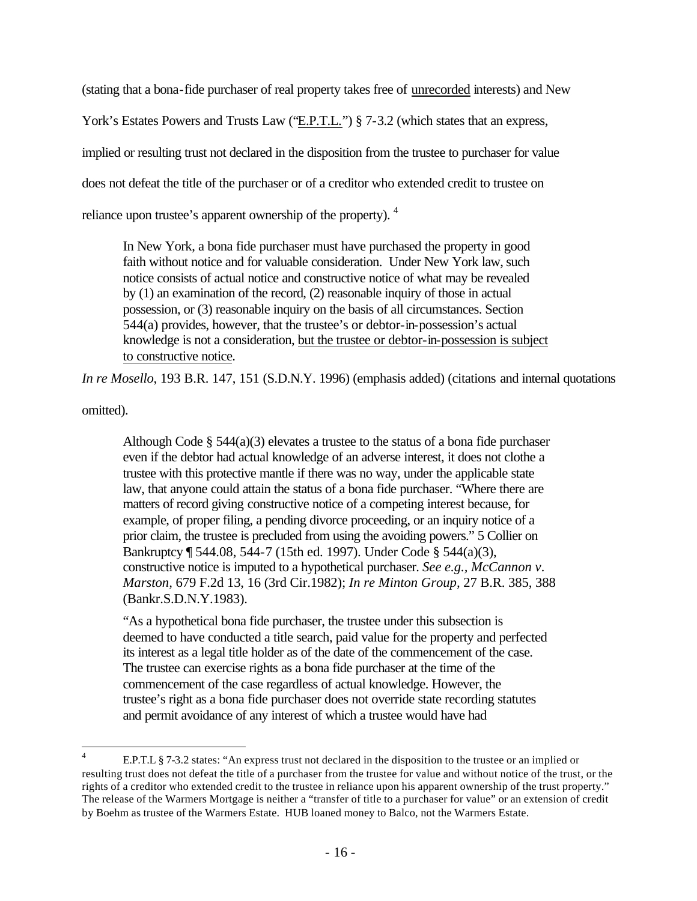(stating that a bona-fide purchaser of real property takes free of <u>unrecorded</u> interests) and New York's Estates Powers and Trusts Law ("<u>E.P.T.L.</u>") § 7-3.2 (which states that an express, implied or resulting trust not declared in the disposition from the trustee to purchaser for value does not defeat the title of the purchaser or of a creditor who extended credit to trustee on reliance upon trustee's apparent ownership of the property). [4]

> In New York, a bona fide purchaser must have purchased the property in good faith without notice and for valuable consideration. Under New York law, such notice consists of actual notice and constructive notice of what may be revealed by (1) an examination of the record, (2) reasonable inquiry of those in actual possession, or (3) reasonable inquiry on the basis of all circumstances. Section 544(a) provides, however, that the trustee's or debtor-in-possession's actual knowledge is not a consideration, <u>but the trustee or debtor-in-possession is subject to constructive notice</u>.

*In re Mosello*, 193 B.R. 147, 151 (S.D.N.Y. 1996) (emphasis added) (citations and internal quotations omitted).

> Although Code § 544(a)(3) elevates a trustee to the status of a bona fide purchaser even if the debtor had actual knowledge of an adverse interest, it does not clothe a trustee with this protective mantle if there was no way, under the applicable state law, that anyone could attain the status of a bona fide purchaser. "Where there are matters of record giving constructive notice of a competing interest because, for example, of proper filing, a pending divorce proceeding, or an inquiry notice of a prior claim, the trustee is precluded from using the avoiding powers." 5 Collier on Bankruptcy ¶ 544.08, 544-7 (15th ed. 1997). Under Code § 544(a)(3), constructive notice is imputed to a hypothetical purchaser. *See e.g., McCannon v. Marston*, 679 F.2d 13, 16 (3rd Cir.1982); *In re Minton Group*, 27 B.R. 385, 388 (Bankr.S.D.N.Y.1983).
>
> "As a hypothetical bona fide purchaser, the trustee under this subsection is deemed to have conducted a title search, paid value for the property and perfected its interest as a legal title holder as of the date of the commencement of the case. The trustee can exercise rights as a bona fide purchaser at the time of the commencement of the case regardless of actual knowledge. However, the trustee's right as a bona fide purchaser does not override state recording statutes and permit avoidance of any interest of which a trustee would have had

---

[4] E.P.T.L § 7-3.2 states: "An express trust not declared in the disposition to the trustee or an implied or resulting trust does not defeat the title of a purchaser from the trustee for value and without notice of the trust, or the rights of a creditor who extended credit to the trustee in reliance upon his apparent ownership of the trust property." The release of the Warmers Mortgage is neither a "transfer of title to a purchaser for value" or an extension of credit by Boehm as trustee of the Warmers Estate. HUB loaned money to Balco, not the Warmers Estate.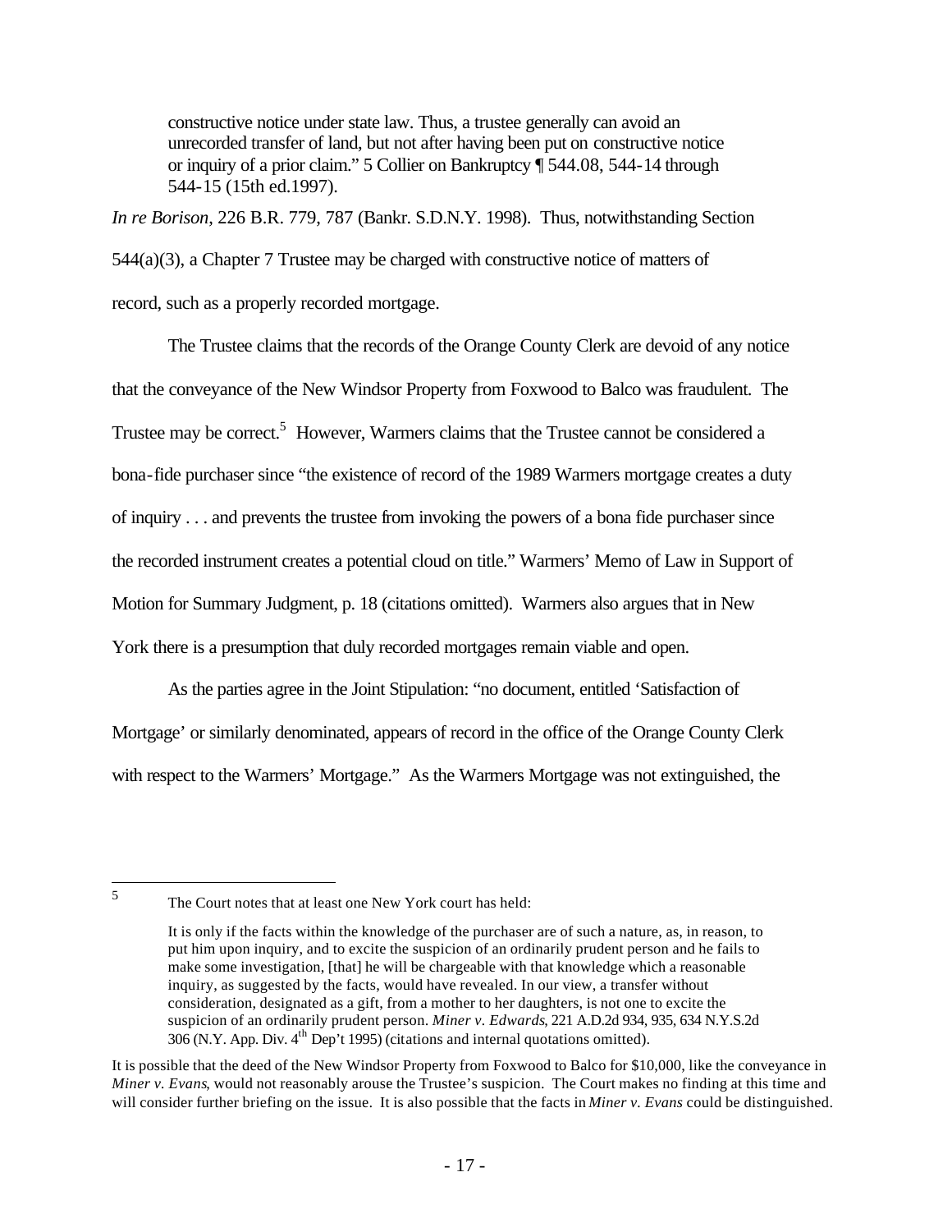> constructive notice under state law. Thus, a trustee generally can avoid an unrecorded transfer of land, but not after having been put on constructive notice or inquiry of a prior claim." 5 Collier on Bankruptcy ¶ 544.08, 544-14 through 544-15 (15th ed.1997).

*In re Borison*, 226 B.R. 779, 787 (Bankr. S.D.N.Y. 1998). Thus, notwithstanding Section 544(a)(3), a Chapter 7 Trustee may be charged with constructive notice of matters of record, such as a properly recorded mortgage.

The Trustee claims that the records of the Orange County Clerk are devoid of any notice that the conveyance of the New Windsor Property from Foxwood to Balco was fraudulent. The Trustee may be correct.[5] However, Warmers claims that the Trustee cannot be considered a bona-fide purchaser since "the existence of record of the 1989 Warmers mortgage creates a duty of inquiry . . . and prevents the trustee from invoking the powers of a bona fide purchaser since the recorded instrument creates a potential cloud on title." Warmers' Memo of Law in Support of Motion for Summary Judgment, p. 18 (citations omitted). Warmers also argues that in New York there is a presumption that duly recorded mortgages remain viable and open.

As the parties agree in the Joint Stipulation: "no document, entitled 'Satisfaction of Mortgage' or similarly denominated, appears of record in the office of the Orange County Clerk with respect to the Warmers' Mortgage." As the Warmers Mortgage was not extinguished, the

---

[5] The Court notes that at least one New York court has held:

> It is only if the facts within the knowledge of the purchaser are of such a nature, as, in reason, to put him upon inquiry, and to excite the suspicion of an ordinarily prudent person and he fails to make some investigation, [that] he will be chargeable with that knowledge which a reasonable inquiry, as suggested by the facts, would have revealed. In our view, a transfer without consideration, designated as a gift, from a mother to her daughters, is not one to excite the suspicion of an ordinarily prudent person. *Miner v. Edwards*, 221 A.D.2d 934, 935, 634 N.Y.S.2d 306 (N.Y. App. Div. 4th Dep't 1995) (citations and internal quotations omitted).

It is possible that the deed of the New Windsor Property from Foxwood to Balco for $10,000, like the conveyance in *Miner v. Evans*, would not reasonably arouse the Trustee's suspicion. The Court makes no finding at this time and will consider further briefing on the issue. It is also possible that the facts in *Miner v. Evans* could be distinguished.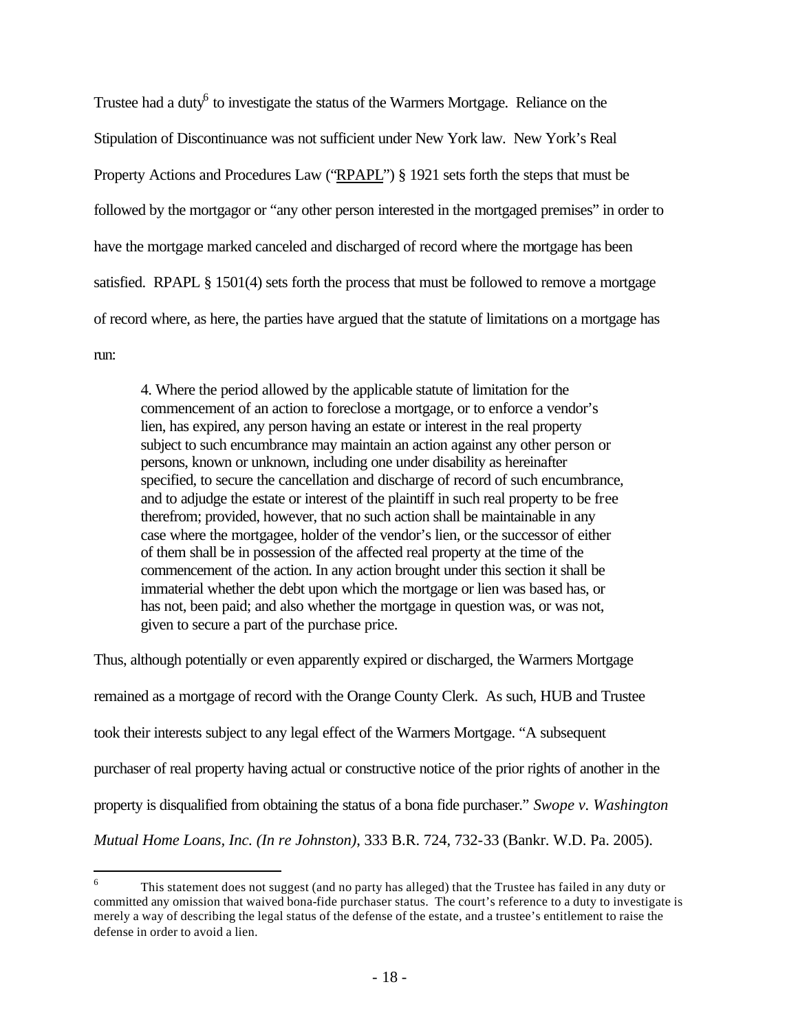Trustee had a duty[6] to investigate the status of the Warmers Mortgage. Reliance on the Stipulation of Discontinuance was not sufficient under New York law. New York's Real Property Actions and Procedures Law ("RPAPL") § 1921 sets forth the steps that must be followed by the mortgagor or "any other person interested in the mortgaged premises" in order to have the mortgage marked canceled and discharged of record where the mortgage has been satisfied. RPAPL § 1501(4) sets forth the process that must be followed to remove a mortgage of record where, as here, the parties have argued that the statute of limitations on a mortgage has run:

> 4. Where the period allowed by the applicable statute of limitation for the commencement of an action to foreclose a mortgage, or to enforce a vendor's lien, has expired, any person having an estate or interest in the real property subject to such encumbrance may maintain an action against any other person or persons, known or unknown, including one under disability as hereinafter specified, to secure the cancellation and discharge of record of such encumbrance, and to adjudge the estate or interest of the plaintiff in such real property to be free therefrom; provided, however, that no such action shall be maintainable in any case where the mortgagee, holder of the vendor's lien, or the successor of either of them shall be in possession of the affected real property at the time of the commencement of the action. In any action brought under this section it shall be immaterial whether the debt upon which the mortgage or lien was based has, or has not, been paid; and also whether the mortgage in question was, or was not, given to secure a part of the purchase price.

Thus, although potentially or even apparently expired or discharged, the Warmers Mortgage remained as a mortgage of record with the Orange County Clerk. As such, HUB and Trustee took their interests subject to any legal effect of the Warmers Mortgage. "A subsequent purchaser of real property having actual or constructive notice of the prior rights of another in the property is disqualified from obtaining the status of a bona fide purchaser." *Swope v. Washington Mutual Home Loans, Inc. (In re Johnston)*, 333 B.R. 724, 732-33 (Bankr. W.D. Pa. 2005).

---

[6] This statement does not suggest (and no party has alleged) that the Trustee has failed in any duty or committed any omission that waived bona-fide purchaser status. The court's reference to a duty to investigate is merely a way of describing the legal status of the defense of the estate, and a trustee's entitlement to raise the defense in order to avoid a lien.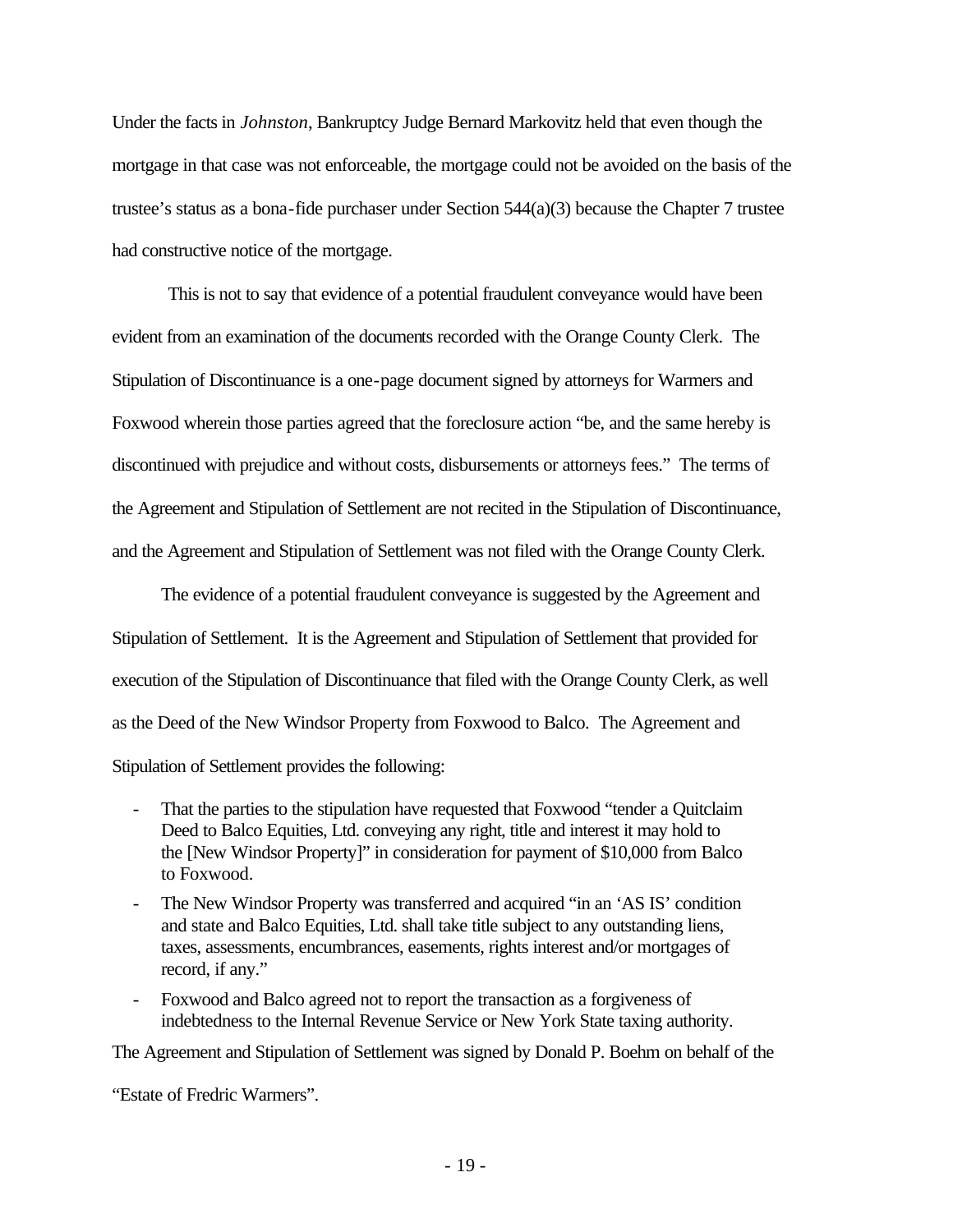Under the facts in *Johnston*, Bankruptcy Judge Bernard Markovitz held that even though the mortgage in that case was not enforceable, the mortgage could not be avoided on the basis of the trustee's status as a bona-fide purchaser under Section 544(a)(3) because the Chapter 7 trustee had constructive notice of the mortgage.

This is not to say that evidence of a potential fraudulent conveyance would have been evident from an examination of the documents recorded with the Orange County Clerk. The Stipulation of Discontinuance is a one-page document signed by attorneys for Warmers and Foxwood wherein those parties agreed that the foreclosure action "be, and the same hereby is discontinued with prejudice and without costs, disbursements or attorneys fees." The terms of the Agreement and Stipulation of Settlement are not recited in the Stipulation of Discontinuance, and the Agreement and Stipulation of Settlement was not filed with the Orange County Clerk.

The evidence of a potential fraudulent conveyance is suggested by the Agreement and Stipulation of Settlement. It is the Agreement and Stipulation of Settlement that provided for execution of the Stipulation of Discontinuance that filed with the Orange County Clerk, as well as the Deed of the New Windsor Property from Foxwood to Balco. The Agreement and Stipulation of Settlement provides the following:

- That the parties to the stipulation have requested that Foxwood "tender a Quitclaim Deed to Balco Equities, Ltd. conveying any right, title and interest it may hold to the [New Windsor Property]" in consideration for payment of $10,000 from Balco to Foxwood.
- The New Windsor Property was transferred and acquired "in an 'AS IS' condition and state and Balco Equities, Ltd. shall take title subject to any outstanding liens, taxes, assessments, encumbrances, easements, rights interest and/or mortgages of record, if any."
- Foxwood and Balco agreed not to report the transaction as a forgiveness of indebtedness to the Internal Revenue Service or New York State taxing authority.

The Agreement and Stipulation of Settlement was signed by Donald P. Boehm on behalf of the "Estate of Fredric Warmers".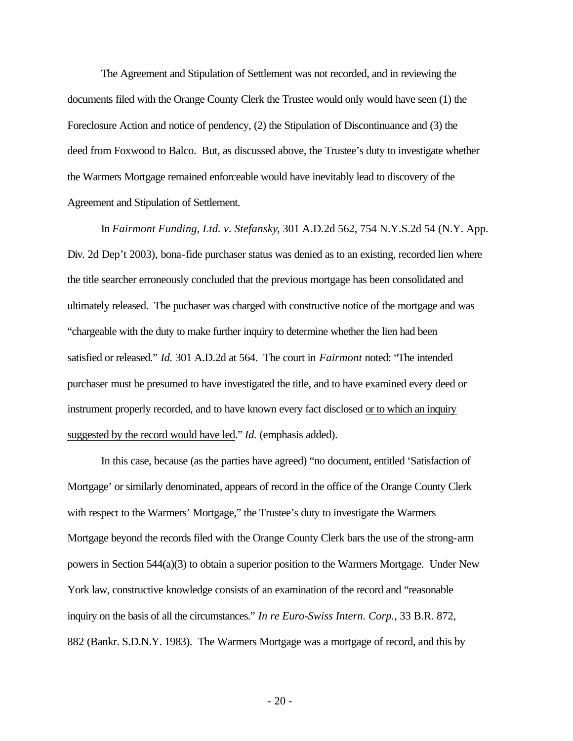The Agreement and Stipulation of Settlement was not recorded, and in reviewing the documents filed with the Orange County Clerk the Trustee would only would have seen (1) the Foreclosure Action and notice of pendency, (2) the Stipulation of Discontinuance and (3) the deed from Foxwood to Balco. But, as discussed above, the Trustee's duty to investigate whether the Warmers Mortgage remained enforceable would have inevitably lead to discovery of the Agreement and Stipulation of Settlement.

In *Fairmont Funding, Ltd. v. Stefansky*, 301 A.D.2d 562, 754 N.Y.S.2d 54 (N.Y. App. Div. 2d Dep't 2003), bona-fide purchaser status was denied as to an existing, recorded lien where the title searcher erroneously concluded that the previous mortgage has been consolidated and ultimately released. The puchaser was charged with constructive notice of the mortgage and was "chargeable with the duty to make further inquiry to determine whether the lien had been satisfied or released." *Id.* 301 A.D.2d at 564. The court in *Fairmont* noted: "The intended purchaser must be presumed to have investigated the title, and to have examined every deed or instrument properly recorded, and to have known every fact disclosed <u>or to which an inquiry suggested by the record would have led</u>." *Id.* (emphasis added).

In this case, because (as the parties have agreed) "no document, entitled 'Satisfaction of Mortgage' or similarly denominated, appears of record in the office of the Orange County Clerk with respect to the Warmers' Mortgage," the Trustee's duty to investigate the Warmers Mortgage beyond the records filed with the Orange County Clerk bars the use of the strong-arm powers in Section 544(a)(3) to obtain a superior position to the Warmers Mortgage. Under New York law, constructive knowledge consists of an examination of the record and "reasonable inquiry on the basis of all the circumstances." *In re Euro-Swiss Intern. Corp.*, 33 B.R. 872, 882 (Bankr. S.D.N.Y. 1983). The Warmers Mortgage was a mortgage of record, and this by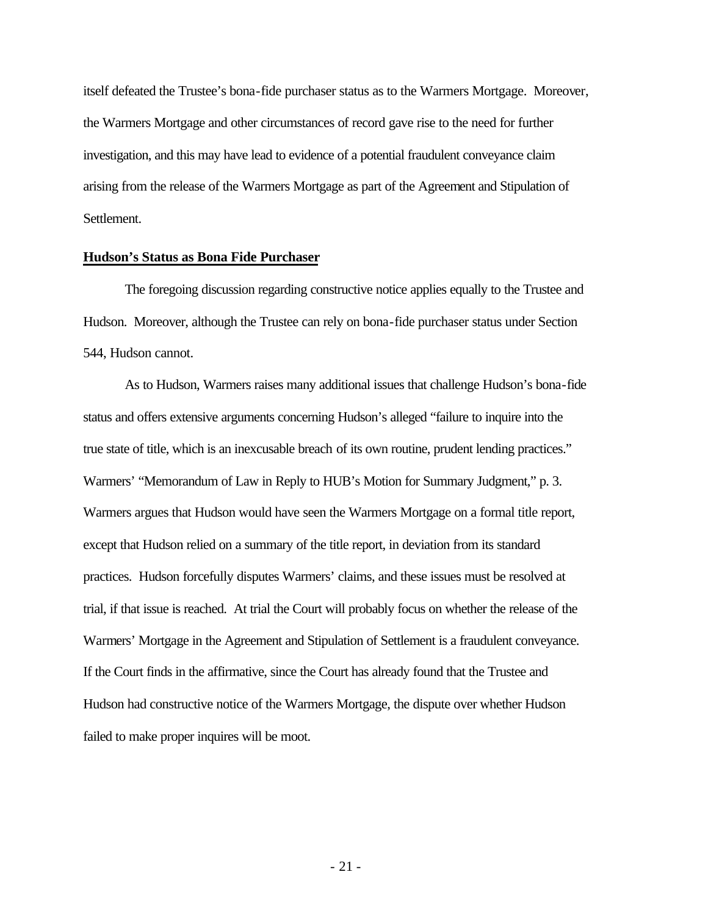itself defeated the Trustee's bona-fide purchaser status as to the Warmers Mortgage. Moreover, the Warmers Mortgage and other circumstances of record gave rise to the need for further investigation, and this may have lead to evidence of a potential fraudulent conveyance claim arising from the release of the Warmers Mortgage as part of the Agreement and Stipulation of Settlement.

**Hudson's Status as Bona Fide Purchaser**

The foregoing discussion regarding constructive notice applies equally to the Trustee and Hudson. Moreover, although the Trustee can rely on bona-fide purchaser status under Section 544, Hudson cannot.

As to Hudson, Warmers raises many additional issues that challenge Hudson's bona-fide status and offers extensive arguments concerning Hudson's alleged "failure to inquire into the true state of title, which is an inexcusable breach of its own routine, prudent lending practices." Warmers' "Memorandum of Law in Reply to HUB's Motion for Summary Judgment," p. 3. Warmers argues that Hudson would have seen the Warmers Mortgage on a formal title report, except that Hudson relied on a summary of the title report, in deviation from its standard practices. Hudson forcefully disputes Warmers' claims, and these issues must be resolved at trial, if that issue is reached. At trial the Court will probably focus on whether the release of the Warmers' Mortgage in the Agreement and Stipulation of Settlement is a fraudulent conveyance. If the Court finds in the affirmative, since the Court has already found that the Trustee and Hudson had constructive notice of the Warmers Mortgage, the dispute over whether Hudson failed to make proper inquires will be moot.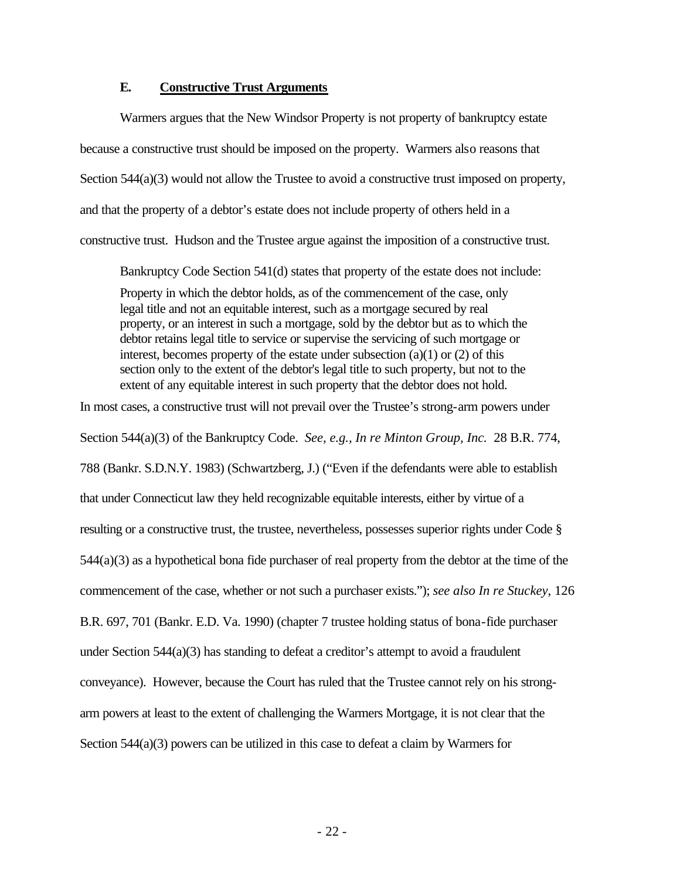### E. <u>Constructive Trust Arguments</u>

Warmers argues that the New Windsor Property is not property of bankruptcy estate because a constructive trust should be imposed on the property. Warmers also reasons that Section 544(a)(3) would not allow the Trustee to avoid a constructive trust imposed on property, and that the property of a debtor's estate does not include property of others held in a constructive trust. Hudson and the Trustee argue against the imposition of a constructive trust.

Bankruptcy Code Section 541(d) states that property of the estate does not include:

> Property in which the debtor holds, as of the commencement of the case, only legal title and not an equitable interest, such as a mortgage secured by real property, or an interest in such a mortgage, sold by the debtor but as to which the debtor retains legal title to service or supervise the servicing of such mortgage or interest, becomes property of the estate under subsection (a)(1) or (2) of this section only to the extent of the debtor's legal title to such property, but not to the extent of any equitable interest in such property that the debtor does not hold.

In most cases, a constructive trust will not prevail over the Trustee's strong-arm powers under Section 544(a)(3) of the Bankruptcy Code. *See, e.g., In re Minton Group, Inc.* 28 B.R. 774, 788 (Bankr. S.D.N.Y. 1983) (Schwartzberg, J.) ("Even if the defendants were able to establish that under Connecticut law they held recognizable equitable interests, either by virtue of a resulting or a constructive trust, the trustee, nevertheless, possesses superior rights under Code § 544(a)(3) as a hypothetical bona fide purchaser of real property from the debtor at the time of the commencement of the case, whether or not such a purchaser exists."); *see also In re Stuckey*, 126 B.R. 697, 701 (Bankr. E.D. Va. 1990) (chapter 7 trustee holding status of bona-fide purchaser under Section 544(a)(3) has standing to defeat a creditor's attempt to avoid a fraudulent conveyance). However, because the Court has ruled that the Trustee cannot rely on his strong-arm powers at least to the extent of challenging the Warmers Mortgage, it is not clear that the Section 544(a)(3) powers can be utilized in this case to defeat a claim by Warmers for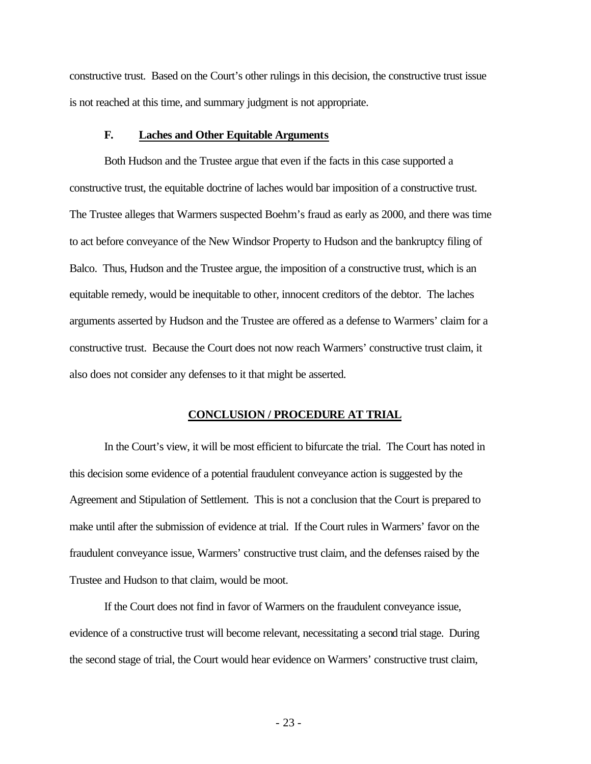constructive trust. Based on the Court's other rulings in this decision, the constructive trust issue is not reached at this time, and summary judgment is not appropriate.

### F. Laches and Other Equitable Arguments

Both Hudson and the Trustee argue that even if the facts in this case supported a constructive trust, the equitable doctrine of laches would bar imposition of a constructive trust. The Trustee alleges that Warmers suspected Boehm's fraud as early as 2000, and there was time to act before conveyance of the New Windsor Property to Hudson and the bankruptcy filing of Balco. Thus, Hudson and the Trustee argue, the imposition of a constructive trust, which is an equitable remedy, would be inequitable to other, innocent creditors of the debtor. The laches arguments asserted by Hudson and the Trustee are offered as a defense to Warmers' claim for a constructive trust. Because the Court does not now reach Warmers' constructive trust claim, it also does not consider any defenses to it that might be asserted.

## CONCLUSION / PROCEDURE AT TRIAL

In the Court's view, it will be most efficient to bifurcate the trial. The Court has noted in this decision some evidence of a potential fraudulent conveyance action is suggested by the Agreement and Stipulation of Settlement. This is not a conclusion that the Court is prepared to make until after the submission of evidence at trial. If the Court rules in Warmers' favor on the fraudulent conveyance issue, Warmers' constructive trust claim, and the defenses raised by the Trustee and Hudson to that claim, would be moot.

If the Court does not find in favor of Warmers on the fraudulent conveyance issue, evidence of a constructive trust will become relevant, necessitating a second trial stage. During the second stage of trial, the Court would hear evidence on Warmers' constructive trust claim,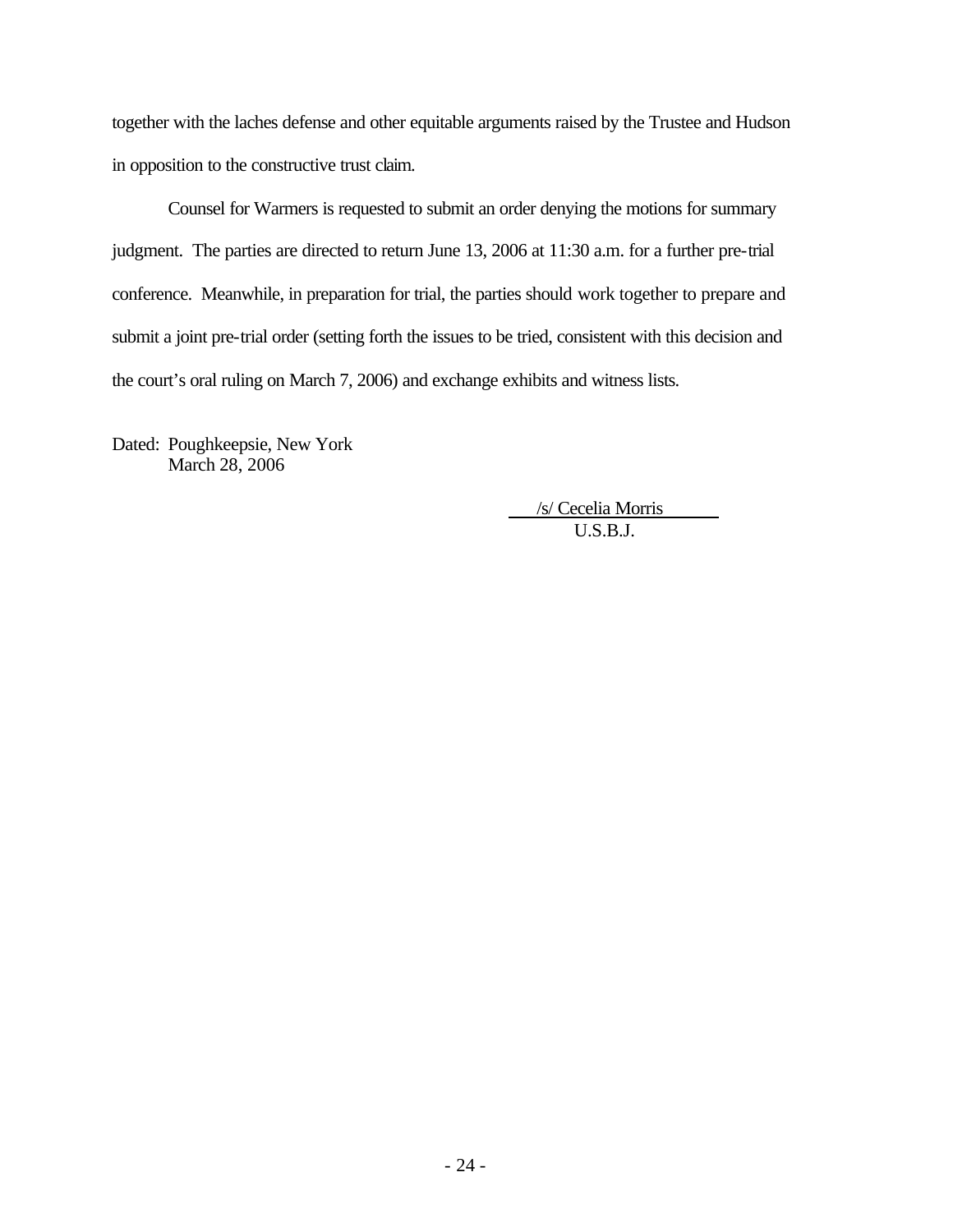together with the laches defense and other equitable arguments raised by the Trustee and Hudson in opposition to the constructive trust claim.

Counsel for Warmers is requested to submit an order denying the motions for summary judgment. The parties are directed to return June 13, 2006 at 11:30 a.m. for a further pre-trial conference. Meanwhile, in preparation for trial, the parties should work together to prepare and submit a joint pre-trial order (setting forth the issues to be tried, consistent with this decision and the court's oral ruling on March 7, 2006) and exchange exhibits and witness lists.

Dated: Poughkeepsie, New York
March 28, 2006

/s/ Cecelia Morris
U.S.B.J.